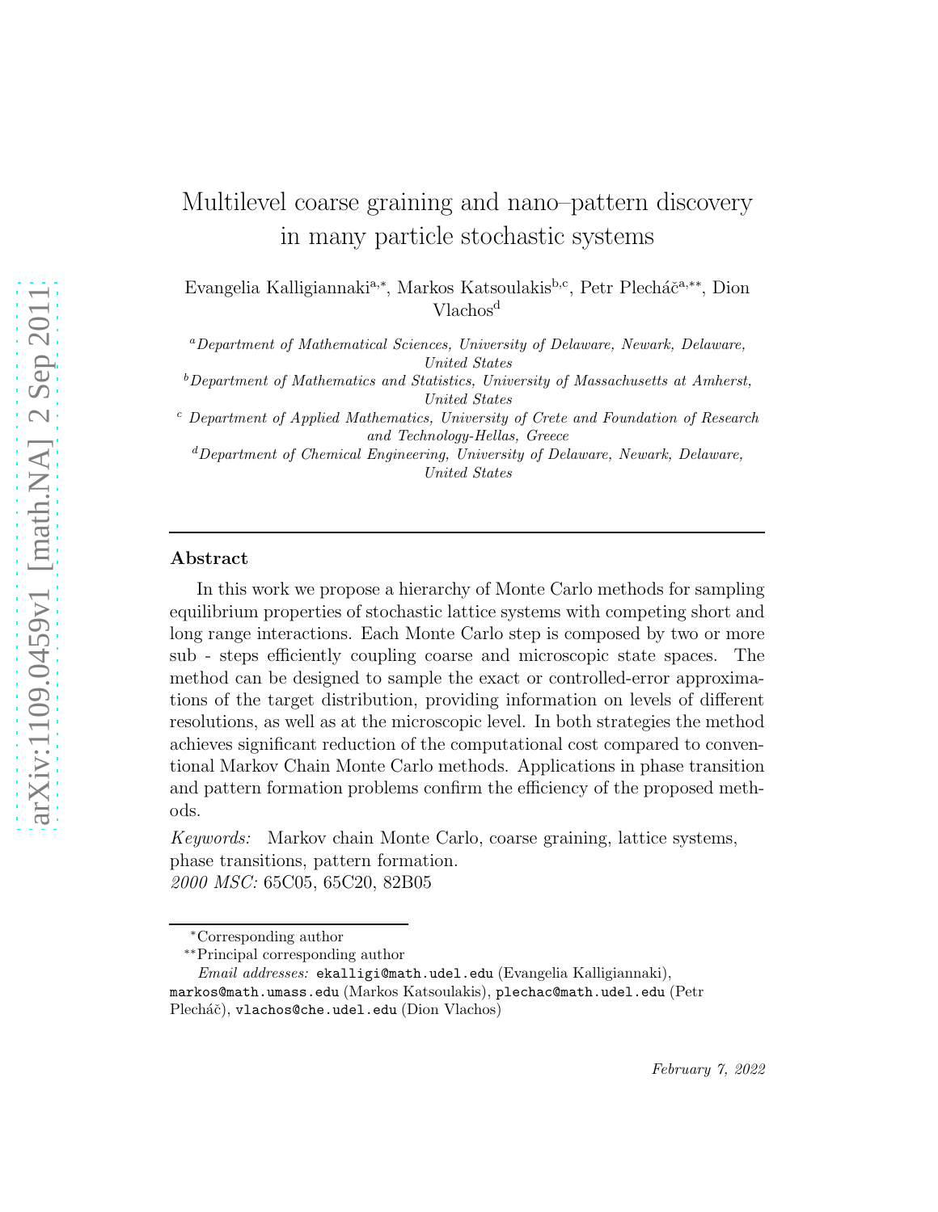# Multilevel coarse graining and nano–pattern discovery in many particle stochastic systems

Evangelia Kalligiannaki[a,*], Markos Katsoulakis[b,c], Petr Plecháč[a,**], Dion Vlachos[d]

[a] *Department of Mathematical Sciences, University of Delaware, Newark, Delaware, United States*

[b] *Department of Mathematics and Statistics, University of Massachusetts at Amherst, United States*

[c] *Department of Applied Mathematics, University of Crete and Foundation of Research and Technology-Hellas, Greece*

[d] *Department of Chemical Engineering, University of Delaware, Newark, Delaware, United States*

---

## Abstract

In this work we propose a hierarchy of Monte Carlo methods for sampling equilibrium properties of stochastic lattice systems with competing short and long range interactions. Each Monte Carlo step is composed by two or more sub - steps efficiently coupling coarse and microscopic state spaces. The method can be designed to sample the exact or controlled-error approximations of the target distribution, providing information on levels of different resolutions, as well as at the microscopic level. In both strategies the method achieves significant reduction of the computational cost compared to conventional Markov Chain Monte Carlo methods. Applications in phase transition and pattern formation problems confirm the efficiency of the proposed methods.

*Keywords:* Markov chain Monte Carlo, coarse graining, lattice systems, phase transitions, pattern formation.
*2000 MSC:* 65C05, 65C20, 82B05

---

[*] Corresponding author
[**] Principal corresponding author
*Email addresses:* ekalligi@math.udel.edu (Evangelia Kalligiannaki), markos@math.umass.edu (Markos Katsoulakis), plechac@math.udel.edu (Petr Plecháč), vlachos@che.udel.edu (Dion Vlachos)

*February 7, 2022*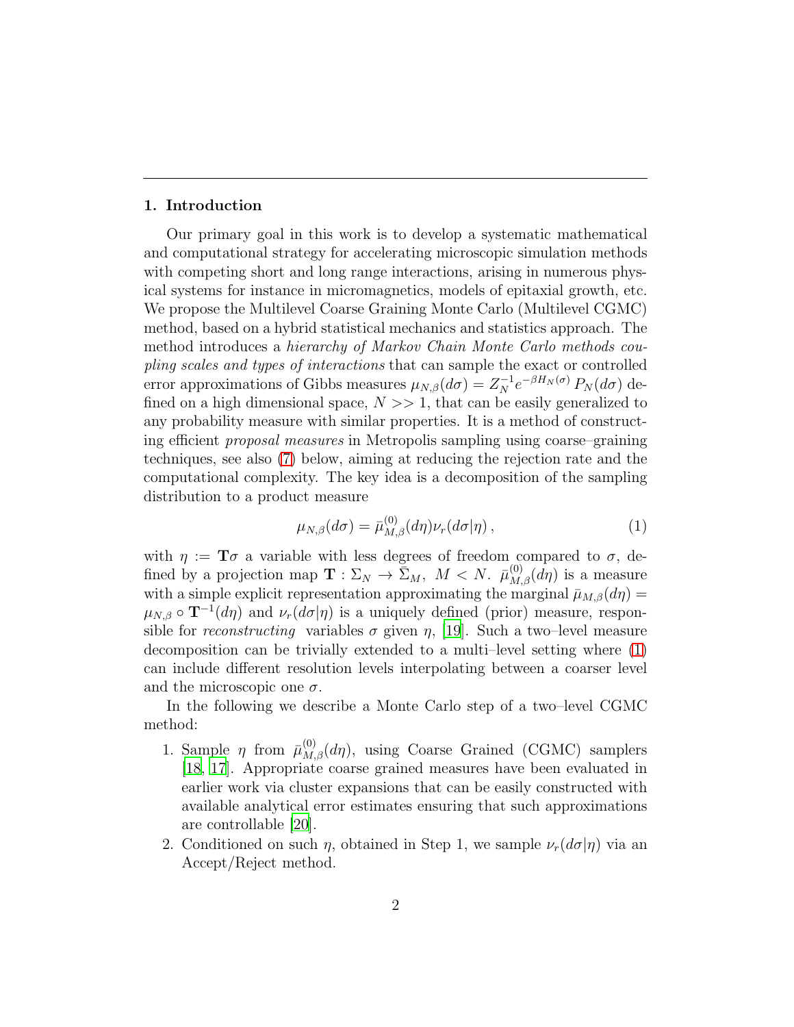## 1. Introduction

Our primary goal in this work is to develop a systematic mathematical and computational strategy for accelerating microscopic simulation methods with competing short and long range interactions, arising in numerous physical systems for instance in micromagnetics, models of epitaxial growth, etc. We propose the Multilevel Coarse Graining Monte Carlo (Multilevel CGMC) method, based on a hybrid statistical mechanics and statistics approach. The method introduces a *hierarchy of Markov Chain Monte Carlo methods coupling scales and types of interactions* that can sample the exact or controlled error approximations of Gibbs measures $\mu_{N,\beta}(d\sigma) = Z_N^{-1} e^{-\beta H_N(\sigma)} P_N(d\sigma)$ defined on a high dimensional space, $N >> 1$, that can be easily generalized to any probability measure with similar properties. It is a method of constructing efficient *proposal measures* in Metropolis sampling using coarse–graining techniques, see also (7) below, aiming at reducing the rejection rate and the computational complexity. The key idea is a decomposition of the sampling distribution to a product measure

$$\mu_{N,\beta}(d\sigma) = \bar{\mu}^{(0)}_{M,\beta}(d\eta)\nu_r(d\sigma|\eta)\,, \tag{1}$$

with $\eta := \mathbf{T}\sigma$ a variable with less degrees of freedom compared to $\sigma$, defined by a projection map $\mathbf{T} : \Sigma_N \to \bar{\Sigma}_M,\ M < N$. $\bar{\mu}^{(0)}_{M,\beta}(d\eta)$ is a measure with a simple explicit representation approximating the marginal $\bar{\mu}_{M,\beta}(d\eta) = \mu_{N,\beta} \circ \mathbf{T}^{-1}(d\eta)$ and $\nu_r(d\sigma|\eta)$ is a uniquely defined (prior) measure, responsible for *reconstructing* variables $\sigma$ given $\eta$, [19]. Such a two–level measure decomposition can be trivially extended to a multi–level setting where (1) can include different resolution levels interpolating between a coarser level and the microscopic one $\sigma$.

In the following we describe a Monte Carlo step of a two–level CGMC method:

1. Sample $\eta$ from $\bar{\mu}^{(0)}_{M,\beta}(d\eta)$, using Coarse Grained (CGMC) samplers [18, 17]. Appropriate coarse grained measures have been evaluated in earlier work via cluster expansions that can be easily constructed with available analytical error estimates ensuring that such approximations are controllable [20].
2. Conditioned on such $\eta$, obtained in Step 1, we sample $\nu_r(d\sigma|\eta)$ via an Accept/Reject method.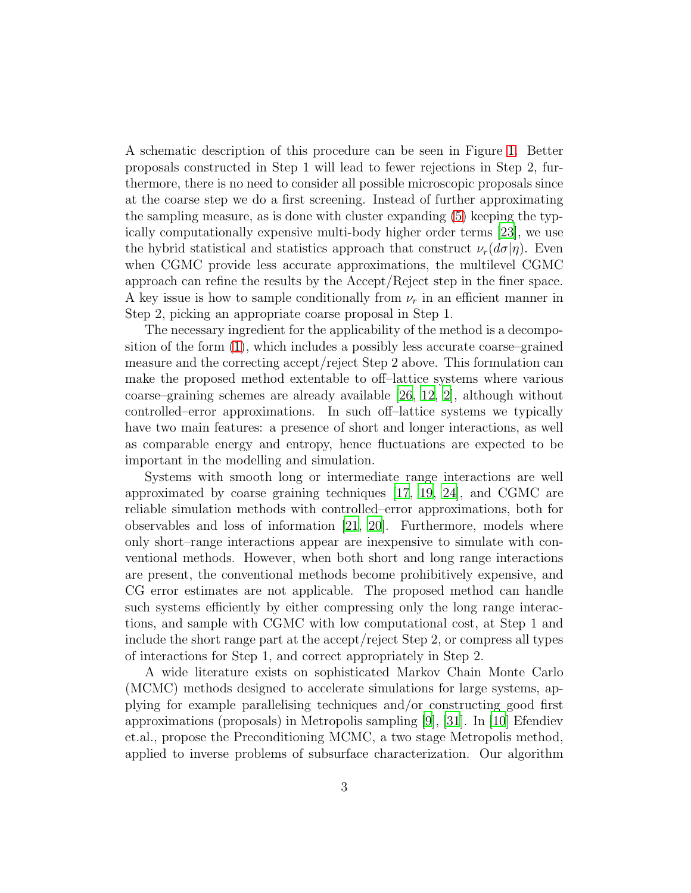A schematic description of this procedure can be seen in Figure 1. Better proposals constructed in Step 1 will lead to fewer rejections in Step 2, furthermore, there is no need to consider all possible microscopic proposals since at the coarse step we do a first screening. Instead of further approximating the sampling measure, as is done with cluster expanding (5) keeping the typically computationally expensive multi-body higher order terms [23], we use the hybrid statistical and statistics approach that construct $\nu_r(d\sigma|\eta)$. Even when CGMC provide less accurate approximations, the multilevel CGMC approach can refine the results by the Accept/Reject step in the finer space. A key issue is how to sample conditionally from $\nu_r$ in an efficient manner in Step 2, picking an appropriate coarse proposal in Step 1.

The necessary ingredient for the applicability of the method is a decomposition of the form (1), which includes a possibly less accurate coarse–grained measure and the correcting accept/reject Step 2 above. This formulation can make the proposed method extentable to off–lattice systems where various coarse–graining schemes are already available [26, 12, 2], although without controlled–error approximations. In such off–lattice systems we typically have two main features: a presence of short and longer interactions, as well as comparable energy and entropy, hence fluctuations are expected to be important in the modelling and simulation.

Systems with smooth long or intermediate range interactions are well approximated by coarse graining techniques [17, 19, 24], and CGMC are reliable simulation methods with controlled–error approximations, both for observables and loss of information [21, 20]. Furthermore, models where only short–range interactions appear are inexpensive to simulate with conventional methods. However, when both short and long range interactions are present, the conventional methods become prohibitively expensive, and CG error estimates are not applicable. The proposed method can handle such systems efficiently by either compressing only the long range interactions, and sample with CGMC with low computational cost, at Step 1 and include the short range part at the accept/reject Step 2, or compress all types of interactions for Step 1, and correct appropriately in Step 2.

A wide literature exists on sophisticated Markov Chain Monte Carlo (MCMC) methods designed to accelerate simulations for large systems, applying for example parallelising techniques and/or constructing good first approximations (proposals) in Metropolis sampling [9], [31]. In [10] Efendiev et.al., propose the Preconditioning MCMC, a two stage Metropolis method, applied to inverse problems of subsurface characterization. Our algorithm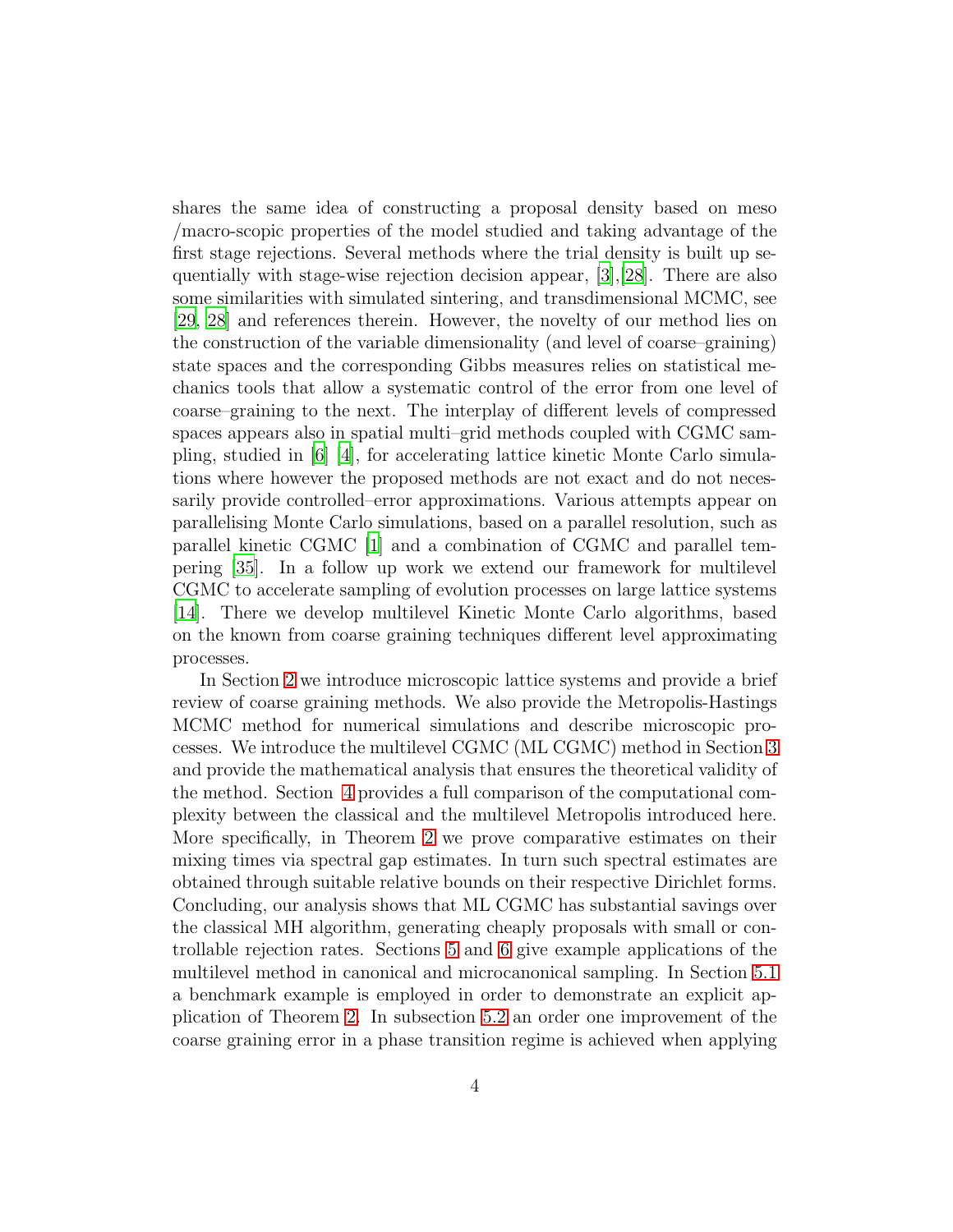shares the same idea of constructing a proposal density based on meso /macro-scopic properties of the model studied and taking advantage of the first stage rejections. Several methods where the trial density is built up sequentially with stage-wise rejection decision appear, [3],[28]. There are also some similarities with simulated sintering, and transdimensional MCMC, see [29, 28] and references therein. However, the novelty of our method lies on the construction of the variable dimensionality (and level of coarse–graining) state spaces and the corresponding Gibbs measures relies on statistical mechanics tools that allow a systematic control of the error from one level of coarse–graining to the next. The interplay of different levels of compressed spaces appears also in spatial multi–grid methods coupled with CGMC sampling, studied in [6] [4], for accelerating lattice kinetic Monte Carlo simulations where however the proposed methods are not exact and do not necessarily provide controlled–error approximations. Various attempts appear on parallelising Monte Carlo simulations, based on a parallel resolution, such as parallel kinetic CGMC [1] and a combination of CGMC and parallel tempering [35]. In a follow up work we extend our framework for multilevel CGMC to accelerate sampling of evolution processes on large lattice systems [14]. There we develop multilevel Kinetic Monte Carlo algorithms, based on the known from coarse graining techniques different level approximating processes.

In Section 2 we introduce microscopic lattice systems and provide a brief review of coarse graining methods. We also provide the Metropolis-Hastings MCMC method for numerical simulations and describe microscopic processes. We introduce the multilevel CGMC (ML CGMC) method in Section 3 and provide the mathematical analysis that ensures the theoretical validity of the method. Section 4 provides a full comparison of the computational complexity between the classical and the multilevel Metropolis introduced here. More specifically, in Theorem 2 we prove comparative estimates on their mixing times via spectral gap estimates. In turn such spectral estimates are obtained through suitable relative bounds on their respective Dirichlet forms. Concluding, our analysis shows that ML CGMC has substantial savings over the classical MH algorithm, generating cheaply proposals with small or controllable rejection rates. Sections 5 and 6 give example applications of the multilevel method in canonical and microcanonical sampling. In Section 5.1 a benchmark example is employed in order to demonstrate an explicit application of Theorem 2. In subsection 5.2 an order one improvement of the coarse graining error in a phase transition regime is achieved when applying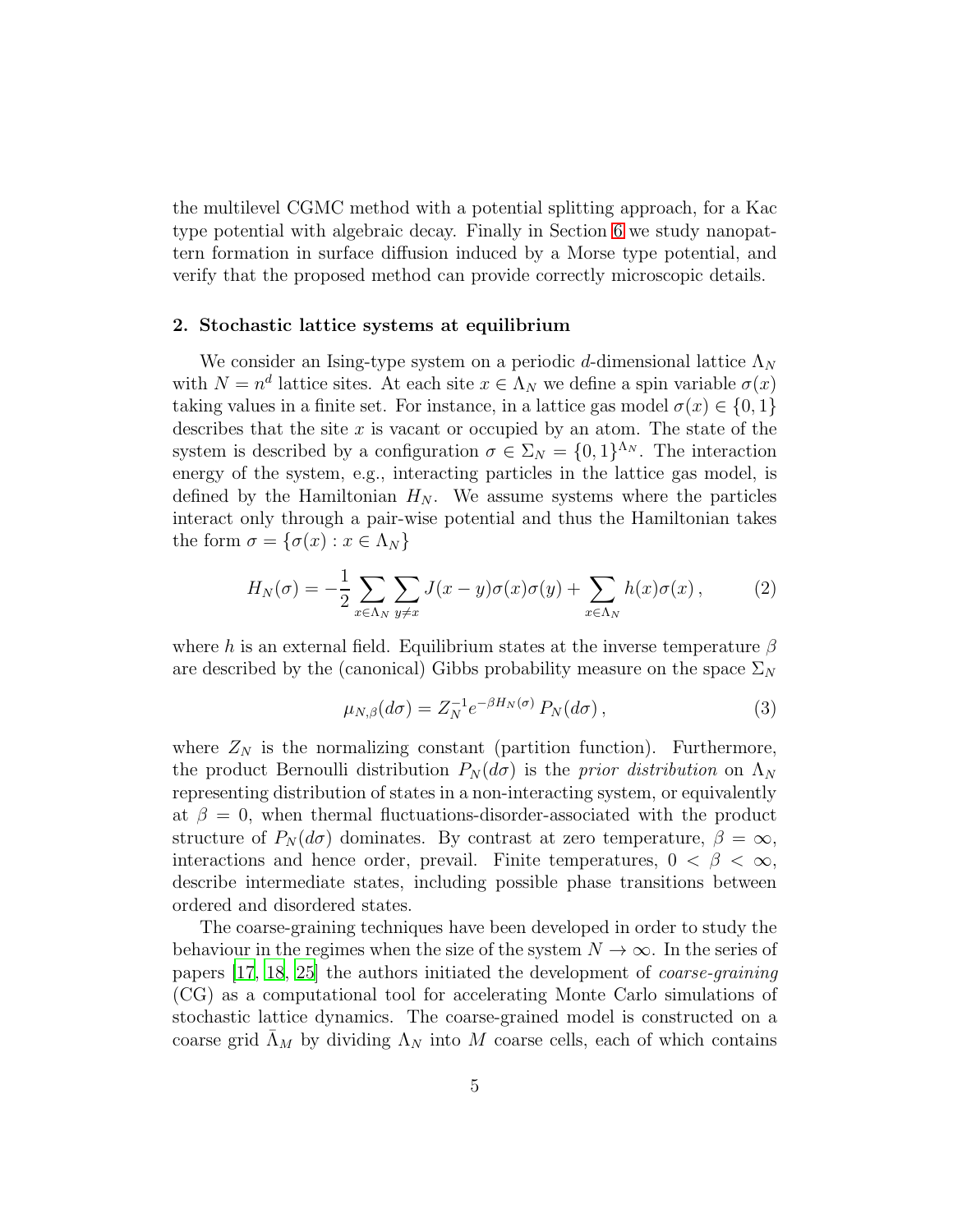the multilevel CGMC method with a potential splitting approach, for a Kac type potential with algebraic decay. Finally in Section 6 we study nanopattern formation in surface diffusion induced by a Morse type potential, and verify that the proposed method can provide correctly microscopic details.

## 2. Stochastic lattice systems at equilibrium

We consider an Ising-type system on a periodic $d$-dimensional lattice $\Lambda_N$ with $N = n^d$ lattice sites. At each site $x \in \Lambda_N$ we define a spin variable $\sigma(x)$ taking values in a finite set. For instance, in a lattice gas model $\sigma(x) \in \{0, 1\}$ describes that the site $x$ is vacant or occupied by an atom. The state of the system is described by a configuration $\sigma \in \Sigma_N = \{0, 1\}^{\Lambda_N}$. The interaction energy of the system, e.g., interacting particles in the lattice gas model, is defined by the Hamiltonian $H_N$. We assume systems where the particles interact only through a pair-wise potential and thus the Hamiltonian takes the form $\sigma = \{\sigma(x) : x \in \Lambda_N\}$

$$H_N(\sigma) = -\frac{1}{2} \sum_{x \in \Lambda_N} \sum_{y \neq x} J(x - y)\sigma(x)\sigma(y) + \sum_{x \in \Lambda_N} h(x)\sigma(x) \,, \tag{2}$$

where $h$ is an external field. Equilibrium states at the inverse temperature $\beta$ are described by the (canonical) Gibbs probability measure on the space $\Sigma_N$

$$\mu_{N,\beta}(d\sigma) = Z_N^{-1} e^{-\beta H_N(\sigma)} \, P_N(d\sigma) \,, \tag{3}$$

where $Z_N$ is the normalizing constant (partition function). Furthermore, the product Bernoulli distribution $P_N(d\sigma)$ is the *prior distribution* on $\Lambda_N$ representing distribution of states in a non-interacting system, or equivalently at $\beta = 0$, when thermal fluctuations-disorder-associated with the product structure of $P_N(d\sigma)$ dominates. By contrast at zero temperature, $\beta = \infty$, interactions and hence order, prevail. Finite temperatures, $0 < \beta < \infty$, describe intermediate states, including possible phase transitions between ordered and disordered states.

The coarse-graining techniques have been developed in order to study the behaviour in the regimes when the size of the system $N \to \infty$. In the series of papers [17, 18, 25] the authors initiated the development of *coarse-graining* (CG) as a computational tool for accelerating Monte Carlo simulations of stochastic lattice dynamics. The coarse-grained model is constructed on a coarse grid $\bar{\Lambda}_M$ by dividing $\Lambda_N$ into $M$ coarse cells, each of which contains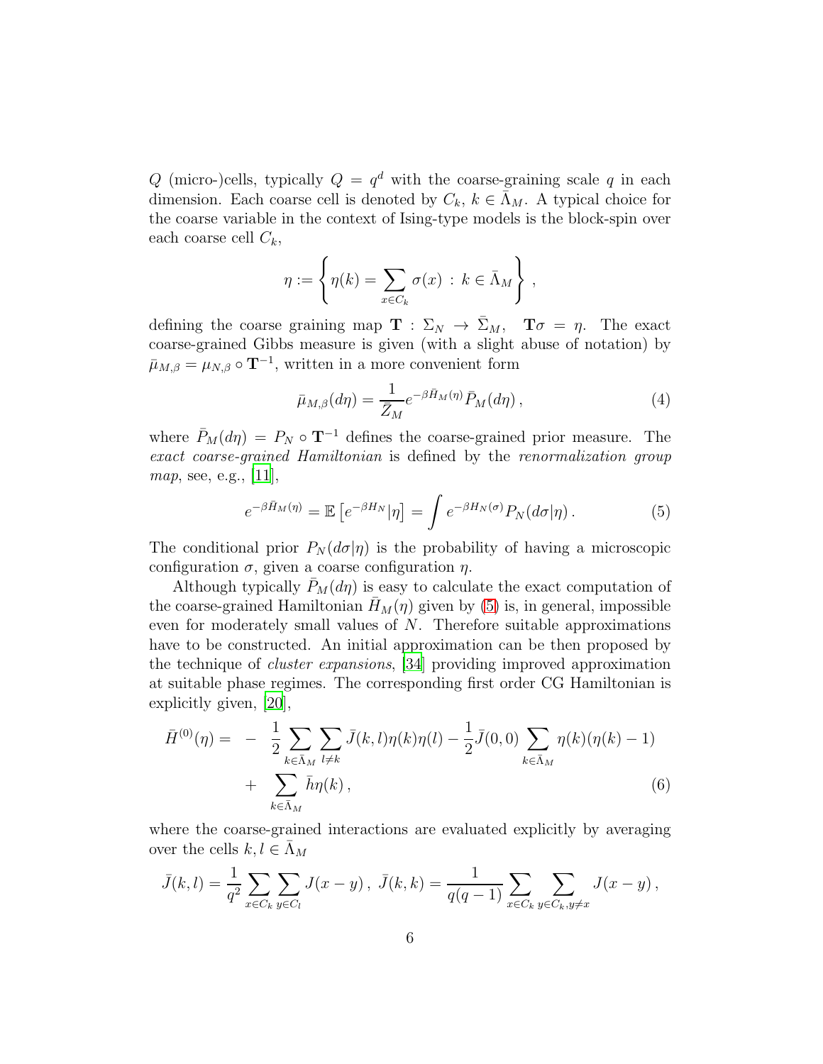$Q$ (micro-)cells, typically $Q = q^d$ with the coarse-graining scale $q$ in each dimension. Each coarse cell is denoted by $C_k$, $k \in \bar{\Lambda}_M$. A typical choice for the coarse variable in the context of Ising-type models is the block-spin over each coarse cell $C_k$,

$$\eta := \left\{ \eta(k) = \sum_{x \in C_k} \sigma(x) \, : \, k \in \bar{\Lambda}_M \right\} ,$$

defining the coarse graining map $\mathbf{T} : \Sigma_N \to \bar{\Sigma}_M, \quad \mathbf{T}\sigma = \eta$. The exact coarse-grained Gibbs measure is given (with a slight abuse of notation) by $\bar{\mu}_{M,\beta} = \mu_{N,\beta} \circ \mathbf{T}^{-1}$, written in a more convenient form

$$\bar{\mu}_{M,\beta}(d\eta) = \frac{1}{\bar{Z}_M} e^{-\beta \bar{H}_M(\eta)} \bar{P}_M(d\eta) \, , \tag{4}$$

where $\bar{P}_M(d\eta) = P_N \circ \mathbf{T}^{-1}$ defines the coarse-grained prior measure. The *exact coarse-grained Hamiltonian* is defined by the *renormalization group map*, see, e.g., [11],

$$e^{-\beta \bar{H}_M(\eta)} = \mathbb{E}\left[e^{-\beta H_N} | \eta\right] = \int e^{-\beta H_N(\sigma)} P_N(d\sigma|\eta) \, . \tag{5}$$

The conditional prior $P_N(d\sigma|\eta)$ is the probability of having a microscopic configuration $\sigma$, given a coarse configuration $\eta$.

Although typically $\bar{P}_M(d\eta)$ is easy to calculate the exact computation of the coarse-grained Hamiltonian $\bar{H}_M(\eta)$ given by (5) is, in general, impossible even for moderately small values of $N$. Therefore suitable approximations have to be constructed. An initial approximation can be then proposed by the technique of *cluster expansions*, [34] providing improved approximation at suitable phase regimes. The corresponding first order CG Hamiltonian is explicitly given, [20],

$$\begin{aligned}
\bar{H}^{(0)}(\eta) = & - \frac{1}{2} \sum_{k \in \bar{\Lambda}_M} \sum_{l \neq k} \bar{J}(k,l)\eta(k)\eta(l) - \frac{1}{2}\bar{J}(0,0) \sum_{k \in \bar{\Lambda}_M} \eta(k)(\eta(k) - 1) \\
& + \sum_{k \in \bar{\Lambda}_M} \bar{h}\eta(k) \, ,
\end{aligned} \tag{6}$$

where the coarse-grained interactions are evaluated explicitly by averaging over the cells $k, l \in \bar{\Lambda}_M$

$$\bar{J}(k,l) = \frac{1}{q^2} \sum_{x \in C_k} \sum_{y \in C_l} J(x-y) \, , \; \bar{J}(k,k) = \frac{1}{q(q-1)} \sum_{x \in C_k} \sum_{y \in C_k, y \neq x} J(x-y) \, ,$$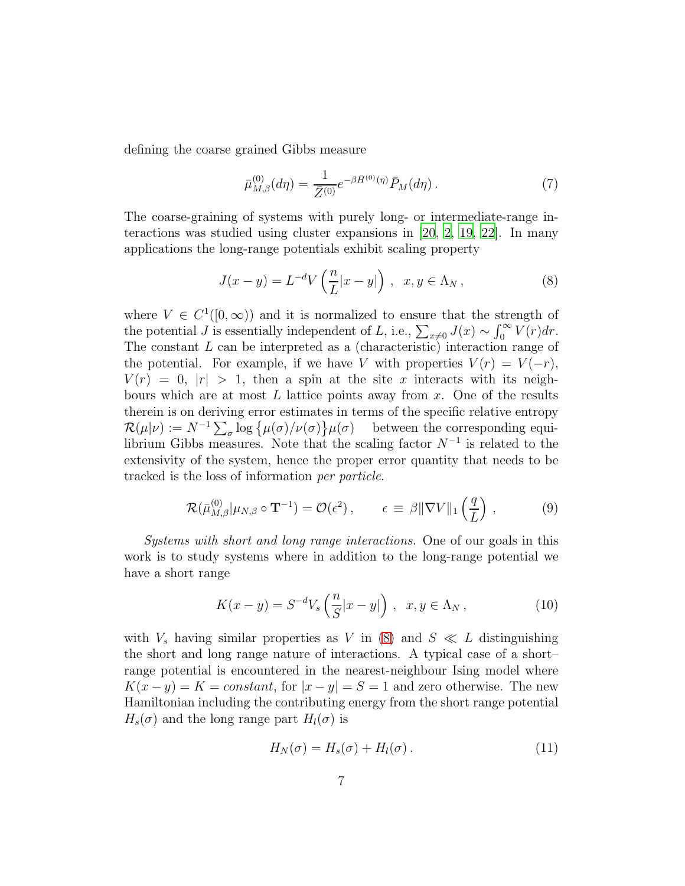defining the coarse grained Gibbs measure

$$\bar{\mu}^{(0)}_{M,\beta}(d\eta) = \frac{1}{\bar{Z}^{(0)}} e^{-\beta \bar{H}^{(0)}(\eta)} \bar{P}_M(d\eta)\,. \tag{7}$$

The coarse-graining of systems with purely long- or intermediate-range interactions was studied using cluster expansions in [20, 2, 19, 22]. In many applications the long-range potentials exhibit scaling property

$$J(x-y) = L^{-d} V\left(\frac{n}{L}|x-y|\right)\,, \quad x, y \in \Lambda_N\,, \tag{8}$$

where $V \in C^1([0,\infty))$ and it is normalized to ensure that the strength of the potential $J$ is essentially independent of $L$, i.e., $\sum_{x\neq 0} J(x) \sim \int_0^\infty V(r)dr$. The constant $L$ can be interpreted as a (characteristic) interaction range of the potential. For example, if we have $V$ with properties $V(r) = V(-r)$, $V(r) = 0$, $|r| > 1$, then a spin at the site $x$ interacts with its neighbours which are at most $L$ lattice points away from $x$. One of the results therein is on deriving error estimates in terms of the specific relative entropy $\mathcal{R}(\mu|\nu) := N^{-1}\sum_\sigma \log\left\{\mu(\sigma)/\nu(\sigma)\right\}\mu(\sigma)$ between the corresponding equilibrium Gibbs measures. Note that the scaling factor $N^{-1}$ is related to the extensivity of the system, hence the proper error quantity that needs to be tracked is the loss of information *per particle*.

$$\mathcal{R}(\bar{\mu}^{(0)}_{M,\beta}|\mu_{N,\beta}\circ \mathbf{T}^{-1}) = \mathcal{O}(\epsilon^2)\,, \qquad \epsilon \equiv \beta\|\nabla V\|_1\left(\frac{q}{L}\right)\,, \tag{9}$$

*Systems with short and long range interactions.* One of our goals in this work is to study systems where in addition to the long-range potential we have a short range

$$K(x-y) = S^{-d} V_s\left(\frac{n}{S}|x-y|\right)\,, \quad x, y \in \Lambda_N\,, \tag{10}$$

with $V_s$ having similar properties as $V$ in (8) and $S \ll L$ distinguishing the short and long range nature of interactions. A typical case of a short–range potential is encountered in the nearest-neighbour Ising model where $K(x-y) = K = constant$, for $|x-y| = S = 1$ and zero otherwise. The new Hamiltonian including the contributing energy from the short range potential $H_s(\sigma)$ and the long range part $H_l(\sigma)$ is

$$H_N(\sigma) = H_s(\sigma) + H_l(\sigma)\,. \tag{11}$$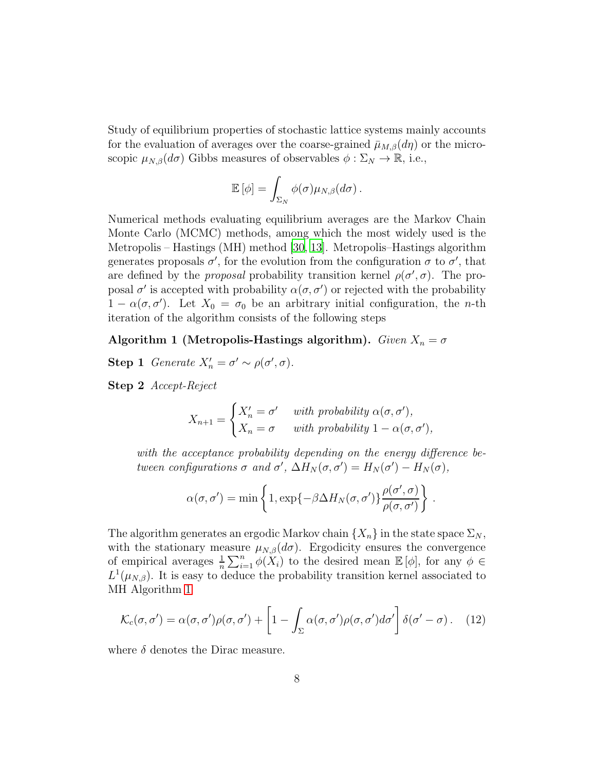Study of equilibrium properties of stochastic lattice systems mainly accounts for the evaluation of averages over the coarse-grained $\bar{\mu}_{M,\beta}(d\eta)$ or the microscopic $\mu_{N,\beta}(d\sigma)$ Gibbs measures of observables $\phi : \Sigma_N \to \mathbb{R}$, i.e.,

$$\mathbb{E}\left[\phi\right] = \int_{\Sigma_N} \phi(\sigma)\mu_{N,\beta}(d\sigma)\,.$$

Numerical methods evaluating equilibrium averages are the Markov Chain Monte Carlo (MCMC) methods, among which the most widely used is the Metropolis – Hastings (MH) method [30, 13]. Metropolis–Hastings algorithm generates proposals $\sigma'$, for the evolution from the configuration $\sigma$ to $\sigma'$, that are defined by the *proposal* probability transition kernel $\rho(\sigma', \sigma)$. The proposal $\sigma'$ is accepted with probability $\alpha(\sigma, \sigma')$ or rejected with the probability $1 - \alpha(\sigma, \sigma')$. Let $X_0 = \sigma_0$ be an arbitrary initial configuration, the $n$-th iteration of the algorithm consists of the following steps

**Algorithm 1 (Metropolis-Hastings algorithm).** *Given* $X_n = \sigma$

**Step 1** *Generate* $X'_n = \sigma' \sim \rho(\sigma', \sigma)$.

**Step 2** *Accept-Reject*

$$X_{n+1} = \begin{cases} X'_n = \sigma' & \textit{with probability } \alpha(\sigma, \sigma'), \\ X_n = \sigma & \textit{with probability } 1 - \alpha(\sigma, \sigma'), \end{cases}$$

*with the acceptance probability depending on the energy difference between configurations* $\sigma$ *and* $\sigma'$, $\Delta H_N(\sigma, \sigma') = H_N(\sigma') - H_N(\sigma)$,

$$\alpha(\sigma, \sigma') = \min\left\{1, \exp\{-\beta \Delta H_N(\sigma, \sigma')\}\frac{\rho(\sigma', \sigma)}{\rho(\sigma, \sigma')}\right\}\,.$$

The algorithm generates an ergodic Markov chain $\{X_n\}$ in the state space $\Sigma_N$, with the stationary measure $\mu_{N,\beta}(d\sigma)$. Ergodicity ensures the convergence of empirical averages $\frac{1}{n}\sum_{i=1}^{n}\phi(X_i)$ to the desired mean $\mathbb{E}\left[\phi\right]$, for any $\phi \in L^1(\mu_{N,\beta})$. It is easy to deduce the probability transition kernel associated to MH Algorithm 1

$$\mathcal{K}_c(\sigma, \sigma') = \alpha(\sigma, \sigma')\rho(\sigma, \sigma') + \left[1 - \int_{\Sigma} \alpha(\sigma, \sigma')\rho(\sigma, \sigma')d\sigma'\right]\delta(\sigma' - \sigma)\,. \quad (12)$$

where $\delta$ denotes the Dirac measure.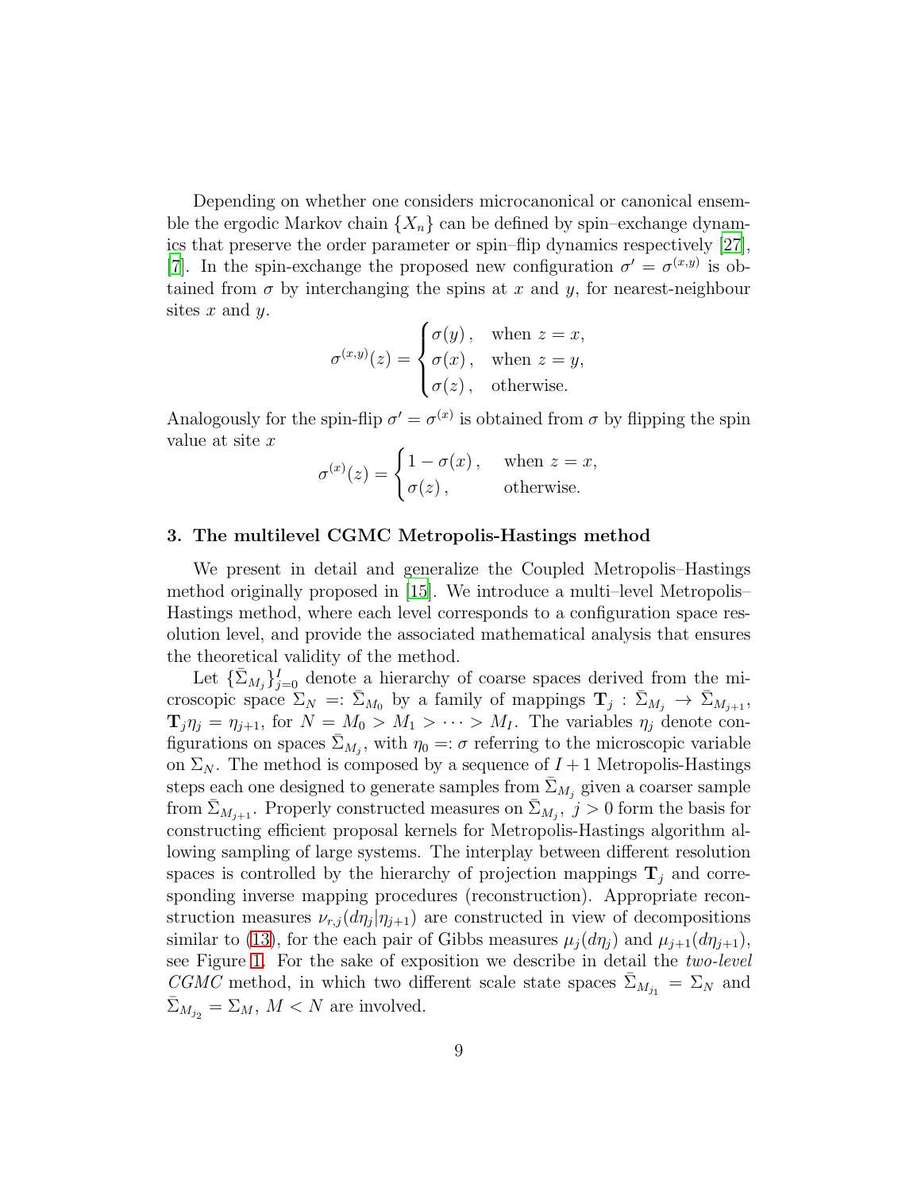Depending on whether one considers microcanonical or canonical ensemble the ergodic Markov chain $\{X_n\}$ can be defined by spin–exchange dynamics that preserve the order parameter or spin–flip dynamics respectively [27], [7]. In the spin-exchange the proposed new configuration $\sigma' = \sigma^{(x,y)}$ is obtained from $\sigma$ by interchanging the spins at $x$ and $y$, for nearest-neighbour sites $x$ and $y$.

$$
\sigma^{(x,y)}(z) = \begin{cases} \sigma(y)\,, & \text{when } z = x, \\ \sigma(x)\,, & \text{when } z = y, \\ \sigma(z)\,, & \text{otherwise.} \end{cases}
$$

Analogously for the spin-flip $\sigma' = \sigma^{(x)}$ is obtained from $\sigma$ by flipping the spin value at site $x$

$$
\sigma^{(x)}(z) = \begin{cases} 1 - \sigma(x)\,, & \text{when } z = x, \\ \sigma(z)\,, & \text{otherwise.} \end{cases}
$$

## 3. The multilevel CGMC Metropolis-Hastings method

We present in detail and generalize the Coupled Metropolis–Hastings method originally proposed in [15]. We introduce a multi–level Metropolis–Hastings method, where each level corresponds to a configuration space resolution level, and provide the associated mathematical analysis that ensures the theoretical validity of the method.

Let $\{\bar{\Sigma}_{M_j}\}_{j=0}^{I}$ denote a hierarchy of coarse spaces derived from the microscopic space $\Sigma_N =: \bar{\Sigma}_{M_0}$ by a family of mappings $\mathbf{T}_j : \bar{\Sigma}_{M_j} \to \bar{\Sigma}_{M_{j+1}}$, $\mathbf{T}_j \eta_j = \eta_{j+1}$, for $N = M_0 > M_1 > \cdots > M_I$. The variables $\eta_j$ denote configurations on spaces $\bar{\Sigma}_{M_j}$, with $\eta_0 =: \sigma$ referring to the microscopic variable on $\Sigma_N$. The method is composed by a sequence of $I+1$ Metropolis-Hastings steps each one designed to generate samples from $\bar{\Sigma}_{M_j}$ given a coarser sample from $\bar{\Sigma}_{M_{j+1}}$. Properly constructed measures on $\bar{\Sigma}_{M_j}$, $j > 0$ form the basis for constructing efficient proposal kernels for Metropolis-Hastings algorithm allowing sampling of large systems. The interplay between different resolution spaces is controlled by the hierarchy of projection mappings $\mathbf{T}_j$ and corresponding inverse mapping procedures (reconstruction). Appropriate reconstruction measures $\nu_{r,j}(d\eta_j|\eta_{j+1})$ are constructed in view of decompositions similar to (13), for the each pair of Gibbs measures $\mu_j(d\eta_j)$ and $\mu_{j+1}(d\eta_{j+1})$, see Figure 1. For the sake of exposition we describe in detail the *two-level CGMC* method, in which two different scale state spaces $\bar{\Sigma}_{M_{j_1}} = \Sigma_N$ and $\bar{\Sigma}_{M_{j_2}} = \Sigma_M$, $M < N$ are involved.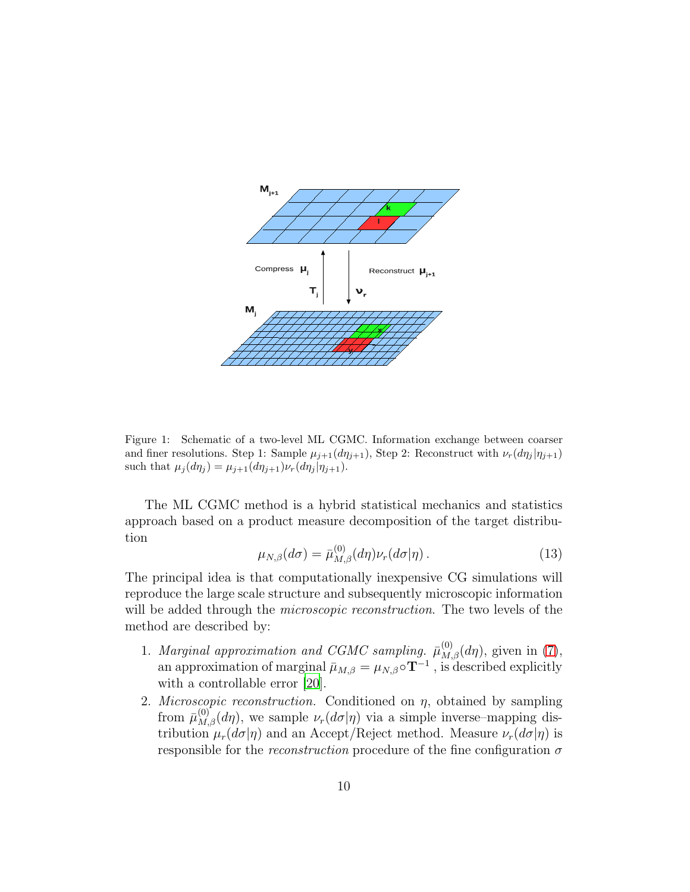Figure 1: Schematic of a two-level ML CGMC. Information exchange between coarser and finer resolutions. Step 1: Sample $\mu_{j+1}(d\eta_{j+1})$, Step 2: Reconstruct with $\nu_r(d\eta_j|\eta_{j+1})$ such that $\mu_j(d\eta_j) = \mu_{j+1}(d\eta_{j+1})\nu_r(d\eta_j|\eta_{j+1})$.

The ML CGMC method is a hybrid statistical mechanics and statistics approach based on a product measure decomposition of the target distribution

$$\mu_{N,\beta}(d\sigma) = \bar{\mu}^{(0)}_{M,\beta}(d\eta)\nu_r(d\sigma|\eta)\,. \tag{13}$$

The principal idea is that computationally inexpensive CG simulations will reproduce the large scale structure and subsequently microscopic information will be added through the *microscopic reconstruction*. The two levels of the method are described by:

1. *Marginal approximation and CGMC sampling.* $\bar{\mu}^{(0)}_{M,\beta}(d\eta)$, given in (7), an approximation of marginal $\bar{\mu}_{M,\beta} = \mu_{N,\beta}\circ\mathbf{T}^{-1}$ , is described explicitly with a controllable error [20].
2. *Microscopic reconstruction.* Conditioned on $\eta$, obtained by sampling from $\bar{\mu}^{(0)}_{M,\beta}(d\eta)$, we sample $\nu_r(d\sigma|\eta)$ via a simple inverse–mapping distribution $\mu_r(d\sigma|\eta)$ and an Accept/Reject method. Measure $\nu_r(d\sigma|\eta)$ is responsible for the *reconstruction* procedure of the fine configuration $\sigma$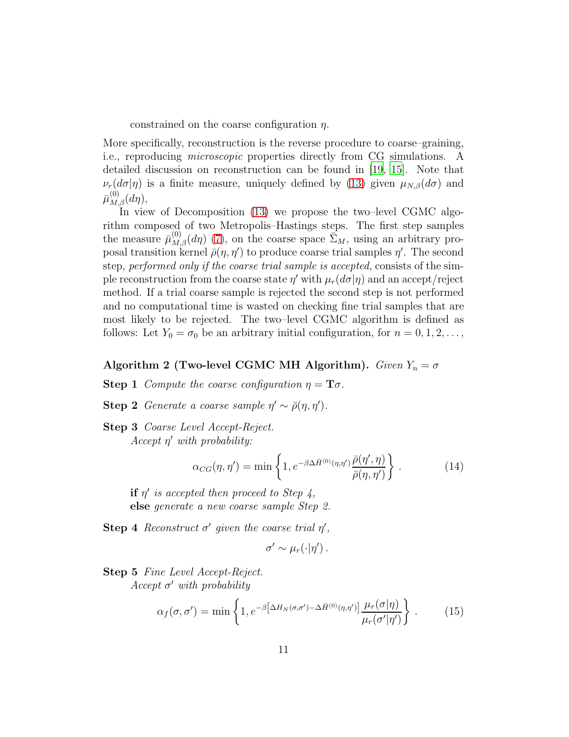constrained on the coarse configuration $\eta$.

More specifically, reconstruction is the reverse procedure to coarse–graining, i.e., reproducing *microscopic* properties directly from CG simulations. A detailed discussion on reconstruction can be found in [19, 15]. Note that $\nu_r(d\sigma|\eta)$ is a finite measure, uniquely defined by (13) given $\mu_{N,\beta}(d\sigma)$ and $\bar{\mu}^{(0)}_{M,\beta}(d\eta)$,

In view of Decomposition (13) we propose the two–level CGMC algorithm composed of two Metropolis–Hastings steps. The first step samples the measure $\bar{\mu}^{(0)}_{M,\beta}(d\eta)$ (7), on the coarse space $\bar{\Sigma}_M$, using an arbitrary proposal transition kernel $\bar{\rho}(\eta,\eta')$ to produce coarse trial samples $\eta'$. The second step, *performed only if the coarse trial sample is accepted*, consists of the simple reconstruction from the coarse state $\eta'$ with $\mu_r(d\sigma|\eta)$ and an accept/reject method. If a trial coarse sample is rejected the second step is not performed and no computational time is wasted on checking fine trial samples that are most likely to be rejected. The two–level CGMC algorithm is defined as follows: Let $Y_0 = \sigma_0$ be an arbitrary initial configuration, for $n = 0, 1, 2, \ldots,$

**Algorithm 2 (Two-level CGMC MH Algorithm).** *Given $Y_n = \sigma$*

**Step 1** *Compute the coarse configuration $\eta = \mathbf{T}\sigma$.*

**Step 2** *Generate a coarse sample $\eta' \sim \bar{\rho}(\eta,\eta')$.*

**Step 3** *Coarse Level Accept-Reject.*
*Accept $\eta'$ with probability:*

$$\alpha_{CG}(\eta,\eta') = \min\left\{1, e^{-\beta\Delta\bar{H}^{(0)}(\eta,\eta')}\frac{\bar{\rho}(\eta',\eta)}{\bar{\rho}(\eta,\eta')}\right\}. \tag{14}$$

**if** *$\eta'$ is accepted then proceed to Step 4,*
**else** *generate a new coarse sample Step 2.*

**Step 4** *Reconstruct $\sigma'$ given the coarse trial $\eta'$,*

$$\sigma' \sim \mu_r(\cdot|\eta').$$

**Step 5** *Fine Level Accept-Reject.*
*Accept $\sigma'$ with probability*

$$\alpha_f(\sigma,\sigma') = \min\left\{1, e^{-\beta\left[\Delta H_N(\sigma,\sigma') - \Delta\bar{H}^{(0)}(\eta,\eta')\right]}\frac{\mu_r(\sigma|\eta)}{\mu_r(\sigma'|\eta')}\right\}. \tag{15}$$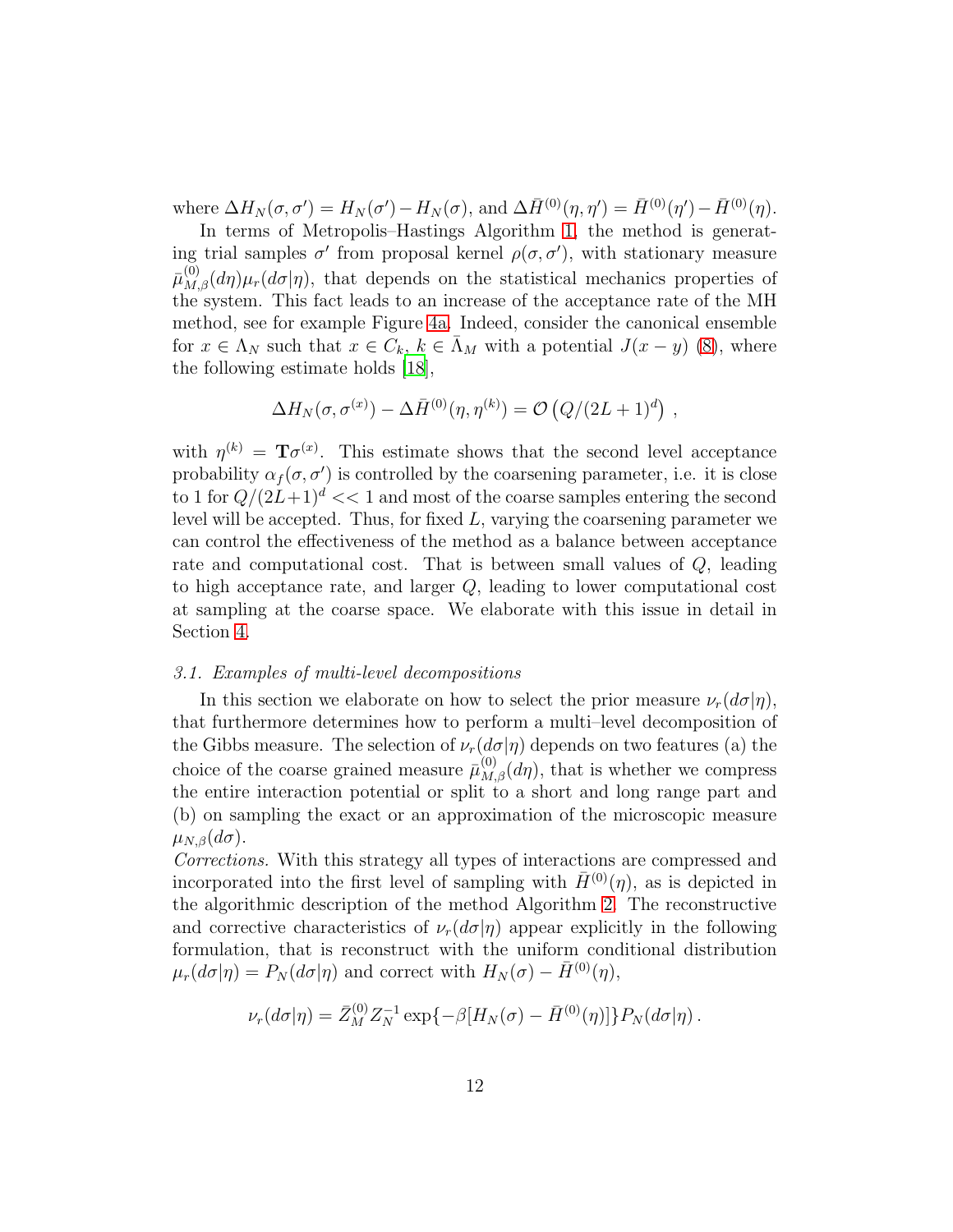where $\Delta H_N(\sigma, \sigma') = H_N(\sigma') - H_N(\sigma)$, and $\Delta \bar{H}^{(0)}(\eta, \eta') = \bar{H}^{(0)}(\eta') - \bar{H}^{(0)}(\eta)$.

In terms of Metropolis–Hastings Algorithm 1, the method is generating trial samples $\sigma'$ from proposal kernel $\rho(\sigma, \sigma')$, with stationary measure $\bar{\mu}^{(0)}_{M,\beta}(d\eta)\mu_r(d\sigma|\eta)$, that depends on the statistical mechanics properties of the system. This fact leads to an increase of the acceptance rate of the MH method, see for example Figure 4a. Indeed, consider the canonical ensemble for $x \in \Lambda_N$ such that $x \in C_k$, $k \in \bar{\Lambda}_M$ with a potential $J(x-y)$ (8), where the following estimate holds [18],

$$\Delta H_N(\sigma, \sigma^{(x)}) - \Delta \bar{H}^{(0)}(\eta, \eta^{(k)}) = \mathcal{O}\left(Q/(2L+1)^d\right) ,$$

with $\eta^{(k)} = \mathbf{T}\sigma^{(x)}$. This estimate shows that the second level acceptance probability $\alpha_f(\sigma, \sigma')$ is controlled by the coarsening parameter, i.e. it is close to 1 for $Q/(2L+1)^d << 1$ and most of the coarse samples entering the second level will be accepted. Thus, for fixed $L$, varying the coarsening parameter we can control the effectiveness of the method as a balance between acceptance rate and computational cost. That is between small values of $Q$, leading to high acceptance rate, and larger $Q$, leading to lower computational cost at sampling at the coarse space. We elaborate with this issue in detail in Section 4.

### 3.1. Examples of multi-level decompositions

In this section we elaborate on how to select the prior measure $\nu_r(d\sigma|\eta)$, that furthermore determines how to perform a multi–level decomposition of the Gibbs measure. The selection of $\nu_r(d\sigma|\eta)$ depends on two features (a) the choice of the coarse grained measure $\bar{\mu}^{(0)}_{M,\beta}(d\eta)$, that is whether we compress the entire interaction potential or split to a short and long range part and (b) on sampling the exact or an approximation of the microscopic measure $\mu_{N,\beta}(d\sigma)$.

*Corrections.* With this strategy all types of interactions are compressed and incorporated into the first level of sampling with $\bar{H}^{(0)}(\eta)$, as is depicted in the algorithmic description of the method Algorithm 2. The reconstructive and corrective characteristics of $\nu_r(d\sigma|\eta)$ appear explicitly in the following formulation, that is reconstruct with the uniform conditional distribution $\mu_r(d\sigma|\eta) = P_N(d\sigma|\eta)$ and correct with $H_N(\sigma) - \bar{H}^{(0)}(\eta)$,

$$\nu_r(d\sigma|\eta) = \bar{Z}^{(0)}_M Z_N^{-1} \exp\{-\beta[H_N(\sigma) - \bar{H}^{(0)}(\eta)]\} P_N(d\sigma|\eta) .$$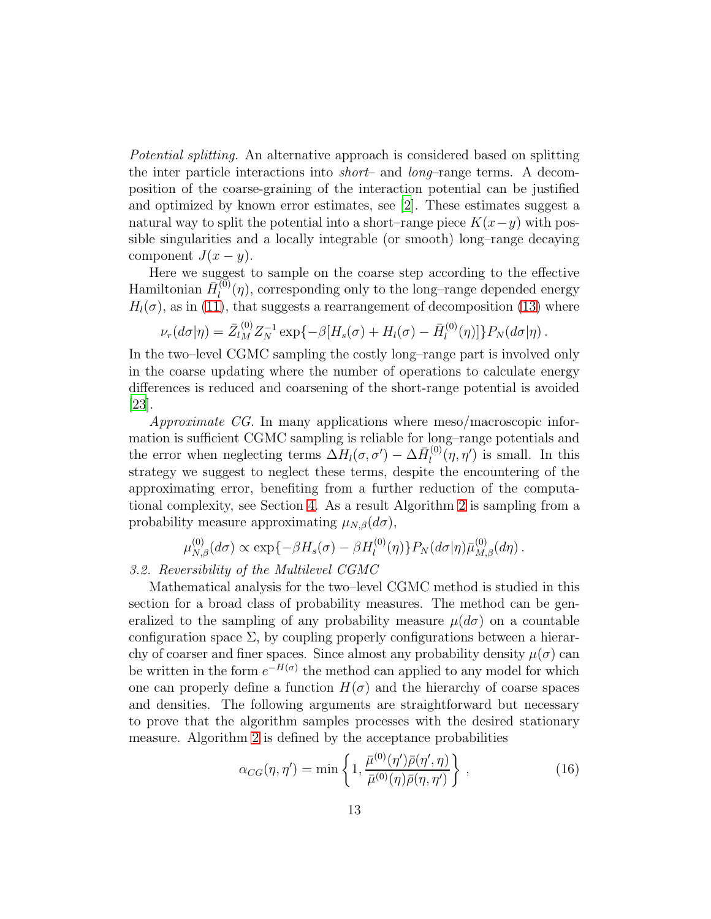*Potential splitting.* An alternative approach is considered based on splitting the inter particle interactions into *short*– and *long*–range terms. A decomposition of the coarse-graining of the interaction potential can be justified and optimized by known error estimates, see [2]. These estimates suggest a natural way to split the potential into a short–range piece $K(x-y)$ with possible singularities and a locally integrable (or smooth) long–range decaying component $J(x-y)$.

Here we suggest to sample on the coarse step according to the effective Hamiltonian $\bar{H}_l^{(0)}(\eta)$, corresponding only to the long–range depended energy $H_l(\sigma)$, as in (11), that suggests a rearrangement of decomposition (13) where

$$\nu_r(d\sigma|\eta) = \bar{Z}_{lM}^{(0)} Z_N^{-1} \exp\{-\beta[H_s(\sigma) + H_l(\sigma) - \bar{H}_l^{(0)}(\eta)]\} P_N(d\sigma|\eta)\,.$$

In the two–level CGMC sampling the costly long–range part is involved only in the coarse updating where the number of operations to calculate energy differences is reduced and coarsening of the short-range potential is avoided [23].

*Approximate CG.* In many applications where meso/macroscopic information is sufficient CGMC sampling is reliable for long–range potentials and the error when neglecting terms $\Delta H_l(\sigma,\sigma') - \Delta\bar{H}_l^{(0)}(\eta,\eta')$ is small. In this strategy we suggest to neglect these terms, despite the encountering of the approximating error, benefiting from a further reduction of the computational complexity, see Section 4. As a result Algorithm 2 is sampling from a probability measure approximating $\mu_{N,\beta}(d\sigma)$,

$$\mu_{N,\beta}^{(0)}(d\sigma) \propto \exp\{-\beta H_s(\sigma) - \beta H_l^{(0)}(\eta)\} P_N(d\sigma|\eta)\bar{\mu}_{M,\beta}^{(0)}(d\eta)\,.$$

### 3.2. Reversibility of the Multilevel CGMC

Mathematical analysis for the two–level CGMC method is studied in this section for a broad class of probability measures. The method can be generalized to the sampling of any probability measure $\mu(d\sigma)$ on a countable configuration space $\Sigma$, by coupling properly configurations between a hierarchy of coarser and finer spaces. Since almost any probability density $\mu(\sigma)$ can be written in the form $e^{-H(\sigma)}$ the method can applied to any model for which one can properly define a function $H(\sigma)$ and the hierarchy of coarse spaces and densities. The following arguments are straightforward but necessary to prove that the algorithm samples processes with the desired stationary measure. Algorithm 2 is defined by the acceptance probabilities

$$\alpha_{CG}(\eta,\eta') = \min\left\{1, \frac{\bar{\mu}^{(0)}(\eta')\bar{\rho}(\eta',\eta)}{\bar{\mu}^{(0)}(\eta)\bar{\rho}(\eta,\eta')}\right\}\,, \tag{16}$$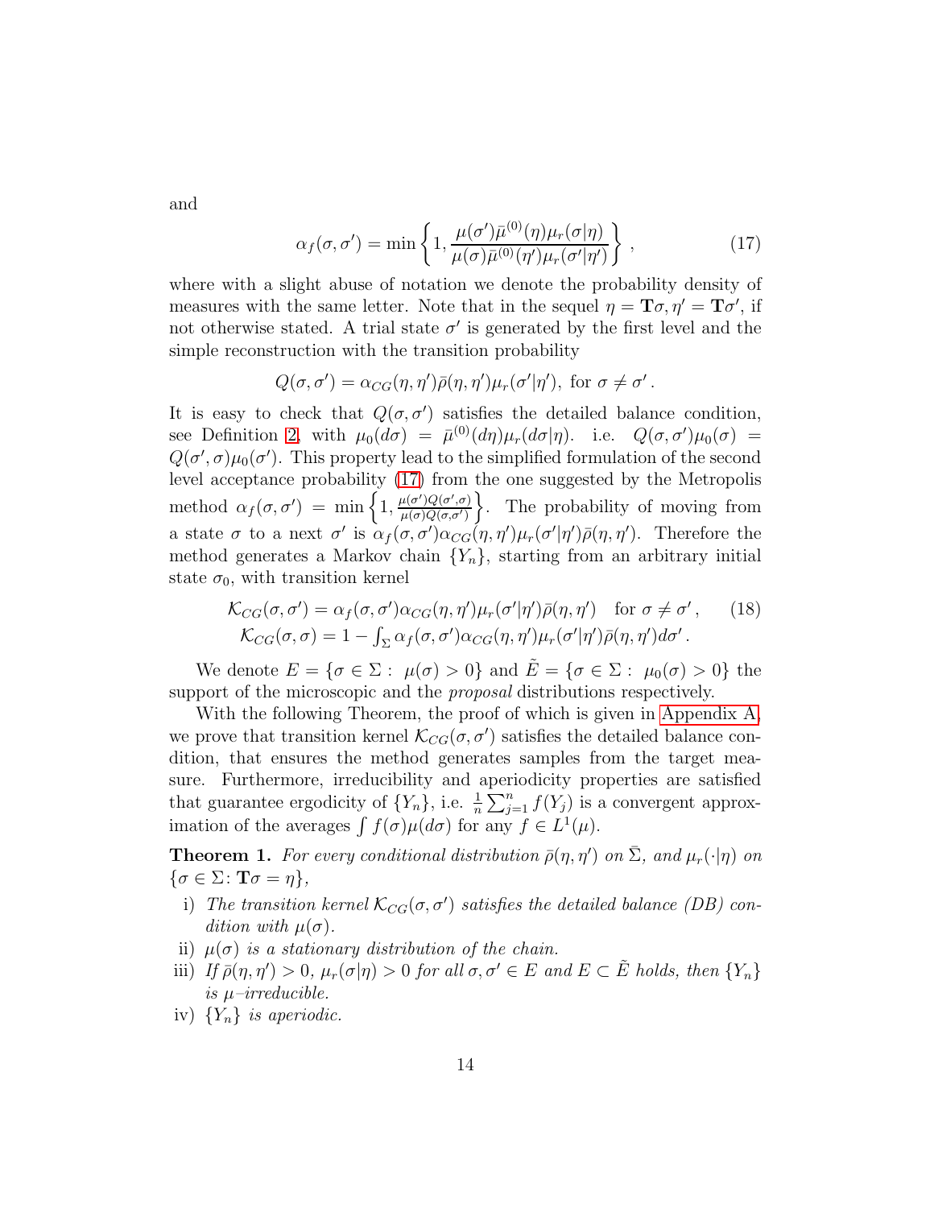and

$$
\alpha_f(\sigma,\sigma') = \min\left\{1, \frac{\mu(\sigma')\bar{\mu}^{(0)}(\eta)\mu_r(\sigma|\eta)}{\mu(\sigma)\bar{\mu}^{(0)}(\eta')\mu_r(\sigma'|\eta')}\right\}\,, \tag{17}
$$

where with a slight abuse of notation we denote the probability density of measures with the same letter. Note that in the sequel $\eta = \mathbf{T}\sigma, \eta' = \mathbf{T}\sigma'$, if not otherwise stated. A trial state $\sigma'$ is generated by the first level and the simple reconstruction with the transition probability

$$
Q(\sigma,\sigma') = \alpha_{CG}(\eta,\eta')\bar{\rho}(\eta,\eta')\mu_r(\sigma'|\eta'), \text{ for } \sigma \neq \sigma'\,.
$$

It is easy to check that $Q(\sigma,\sigma')$ satisfies the detailed balance condition, see Definition 2, with $\mu_0(d\sigma) = \bar{\mu}^{(0)}(d\eta)\mu_r(d\sigma|\eta)$. i.e. $Q(\sigma,\sigma')\mu_0(\sigma) = Q(\sigma',\sigma)\mu_0(\sigma')$. This property lead to the simplified formulation of the second level acceptance probability (17) from the one suggested by the Metropolis method $\alpha_f(\sigma,\sigma') = \min\left\{1, \frac{\mu(\sigma')Q(\sigma',\sigma)}{\mu(\sigma)Q(\sigma,\sigma')}\right\}$. The probability of moving from a state $\sigma$ to a next $\sigma'$ is $\alpha_f(\sigma,\sigma')\alpha_{CG}(\eta,\eta')\mu_r(\sigma'|\eta')\bar{\rho}(\eta,\eta')$. Therefore the method generates a Markov chain $\{Y_n\}$, starting from an arbitrary initial state $\sigma_0$, with transition kernel

$$
\begin{aligned}
\mathcal{K}_{CG}(\sigma,\sigma') &= \alpha_f(\sigma,\sigma')\alpha_{CG}(\eta,\eta')\mu_r(\sigma'|\eta')\bar{\rho}(\eta,\eta') \quad \text{for } \sigma \neq \sigma'\,, \\
\mathcal{K}_{CG}(\sigma,\sigma) &= 1 - \textstyle\int_\Sigma \alpha_f(\sigma,\sigma')\alpha_{CG}(\eta,\eta')\mu_r(\sigma'|\eta')\bar{\rho}(\eta,\eta')d\sigma'\,.
\end{aligned} \tag{18}
$$

We denote $E = \{\sigma \in \Sigma :\ \mu(\sigma) > 0\}$ and $\tilde{E} = \{\sigma \in \Sigma :\ \mu_0(\sigma) > 0\}$ the support of the microscopic and the *proposal* distributions respectively.

With the following Theorem, the proof of which is given in Appendix A, we prove that transition kernel $\mathcal{K}_{CG}(\sigma,\sigma')$ satisfies the detailed balance condition, that ensures the method generates samples from the target measure. Furthermore, irreducibility and aperiodicity properties are satisfied that guarantee ergodicity of $\{Y_n\}$, i.e. $\frac{1}{n}\sum_{j=1}^{n} f(Y_j)$ is a convergent approximation of the averages $\int f(\sigma)\mu(d\sigma)$ for any $f \in L^1(\mu)$.

**Theorem 1.** *For every conditional distribution $\bar{\rho}(\eta,\eta')$ on $\bar{\Sigma}$, and $\mu_r(\cdot|\eta)$ on $\{\sigma \in \Sigma \colon \mathbf{T}\sigma = \eta\}$,*

i) *The transition kernel $\mathcal{K}_{CG}(\sigma,\sigma')$ satisfies the detailed balance (DB) condition with $\mu(\sigma)$.*

ii) *$\mu(\sigma)$ is a stationary distribution of the chain.*

iii) *If $\bar{\rho}(\eta,\eta') > 0$, $\mu_r(\sigma|\eta) > 0$ for all $\sigma,\sigma' \in E$ and $E \subset \tilde{E}$ holds, then $\{Y_n\}$ is $\mu$–irreducible.*

iv) *$\{Y_n\}$ is aperiodic.*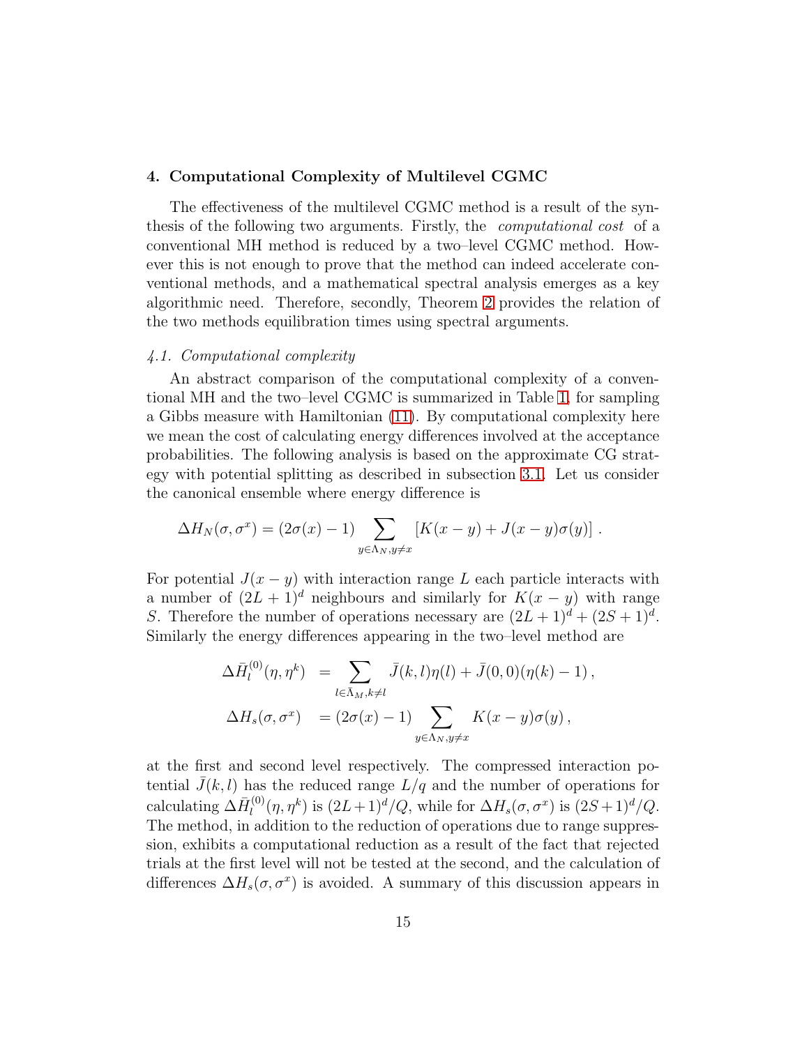## 4. Computational Complexity of Multilevel CGMC

The effectiveness of the multilevel CGMC method is a result of the synthesis of the following two arguments. Firstly, the *computational cost* of a conventional MH method is reduced by a two–level CGMC method. However this is not enough to prove that the method can indeed accelerate conventional methods, and a mathematical spectral analysis emerges as a key algorithmic need. Therefore, secondly, Theorem 2 provides the relation of the two methods equilibration times using spectral arguments.

### *4.1. Computational complexity*

An abstract comparison of the computational complexity of a conventional MH and the two–level CGMC is summarized in Table 1, for sampling a Gibbs measure with Hamiltonian (11). By computational complexity here we mean the cost of calculating energy differences involved at the acceptance probabilities. The following analysis is based on the approximate CG strategy with potential splitting as described in subsection 3.1. Let us consider the canonical ensemble where energy difference is

$$\Delta H_N(\sigma, \sigma^x) = (2\sigma(x) - 1) \sum_{y \in \Lambda_N, y \neq x} \left[ K(x-y) + J(x-y)\sigma(y) \right] .$$

For potential $J(x-y)$ with interaction range $L$ each particle interacts with a number of $(2L+1)^d$ neighbours and similarly for $K(x-y)$ with range $S$. Therefore the number of operations necessary are $(2L+1)^d + (2S+1)^d$. Similarly the energy differences appearing in the two–level method are

$$\begin{aligned}
\Delta \bar{H}_l^{(0)}(\eta, \eta^k) &= \sum_{l \in \bar{\Lambda}_M, k \neq l} \bar{J}(k,l)\eta(l) + \bar{J}(0,0)(\eta(k) - 1)\,, \\
\Delta H_s(\sigma, \sigma^x) &= (2\sigma(x) - 1) \sum_{y \in \Lambda_N, y \neq x} K(x-y)\sigma(y)\,,
\end{aligned}$$

at the first and second level respectively. The compressed interaction potential $\bar{J}(k,l)$ has the reduced range $L/q$ and the number of operations for calculating $\Delta \bar{H}_l^{(0)}(\eta, \eta^k)$ is $(2L+1)^d/Q$, while for $\Delta H_s(\sigma, \sigma^x)$ is $(2S+1)^d/Q$. The method, in addition to the reduction of operations due to range suppression, exhibits a computational reduction as a result of the fact that rejected trials at the first level will not be tested at the second, and the calculation of differences $\Delta H_s(\sigma, \sigma^x)$ is avoided. A summary of this discussion appears in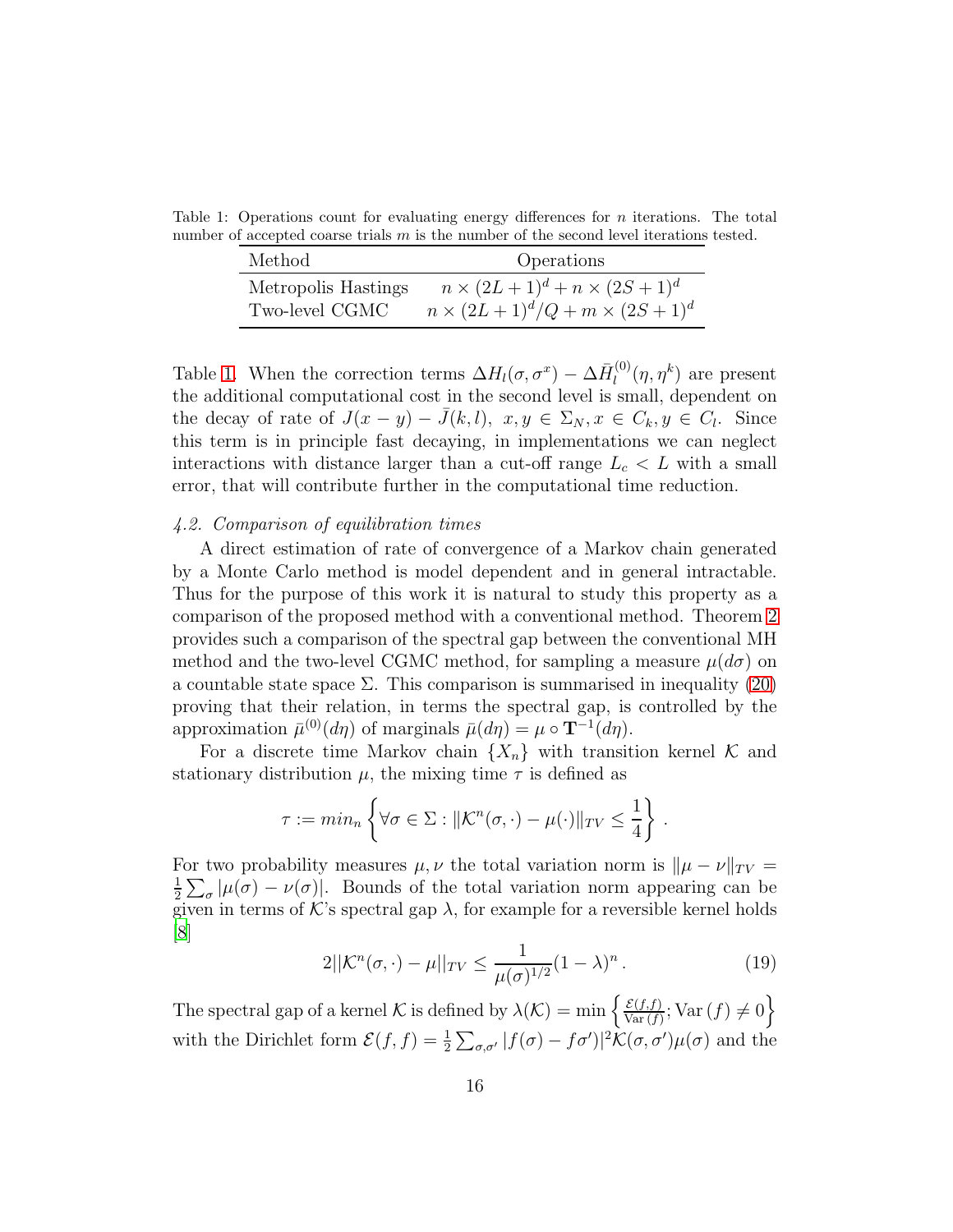Table 1: Operations count for evaluating energy differences for $n$ iterations. The total number of accepted coarse trials $m$ is the number of the second level iterations tested.

| Method | Operations |
|---|---|
| Metropolis Hastings | $n \times (2L+1)^d + n \times (2S+1)^d$ |
| Two-level CGMC | $n \times (2L+1)^d/Q + m \times (2S+1)^d$ |

Table 1. When the correction terms $\Delta H_l(\sigma, \sigma^x) - \Delta \bar{H}_l^{(0)}(\eta, \eta^k)$ are present the additional computational cost in the second level is small, dependent on the decay of rate of $J(x-y) - \bar{J}(k,l),\ x,y \in \Sigma_N, x \in C_k, y \in C_l$. Since this term is in principle fast decaying, in implementations we can neglect interactions with distance larger than a cut-off range $L_c < L$ with a small error, that will contribute further in the computational time reduction.

### 4.2. Comparison of equilibration times

A direct estimation of rate of convergence of a Markov chain generated by a Monte Carlo method is model dependent and in general intractable. Thus for the purpose of this work it is natural to study this property as a comparison of the proposed method with a conventional method. Theorem 2 provides such a comparison of the spectral gap between the conventional MH method and the two-level CGMC method, for sampling a measure $\mu(d\sigma)$ on a countable state space $\Sigma$. This comparison is summarised in inequality (20) proving that their relation, in terms the spectral gap, is controlled by the approximation $\bar{\mu}^{(0)}(d\eta)$ of marginals $\bar{\mu}(d\eta) = \mu \circ \mathbf{T}^{-1}(d\eta)$.

For a discrete time Markov chain $\{X_n\}$ with transition kernel $\mathcal{K}$ and stationary distribution $\mu$, the mixing time $\tau$ is defined as

$$\tau := min_n \left\{ \forall \sigma \in \Sigma : \|\mathcal{K}^n(\sigma, \cdot) - \mu(\cdot)\|_{TV} \leq \frac{1}{4} \right\} .$$

For two probability measures $\mu, \nu$ the total variation norm is $\|\mu - \nu\|_{TV} = \frac{1}{2}\sum_\sigma |\mu(\sigma) - \nu(\sigma)|$. Bounds of the total variation norm appearing can be given in terms of $\mathcal{K}$'s spectral gap $\lambda$, for example for a reversible kernel holds [8]

$$2||\mathcal{K}^n(\sigma, \cdot) - \mu||_{TV} \leq \frac{1}{\mu(\sigma)^{1/2}}(1-\lambda)^n . \tag{19}$$

The spectral gap of a kernel $\mathcal{K}$ is defined by $\lambda(\mathcal{K}) = \min\left\{ \frac{\mathcal{E}(f,f)}{\mathrm{Var}\,(f)} ; \mathrm{Var}\,(f) \neq 0 \right\}$ with the Dirichlet form $\mathcal{E}(f,f) = \frac{1}{2}\sum_{\sigma,\sigma'} |f(\sigma) - f\sigma')|^2 \mathcal{K}(\sigma, \sigma')\mu(\sigma)$ and the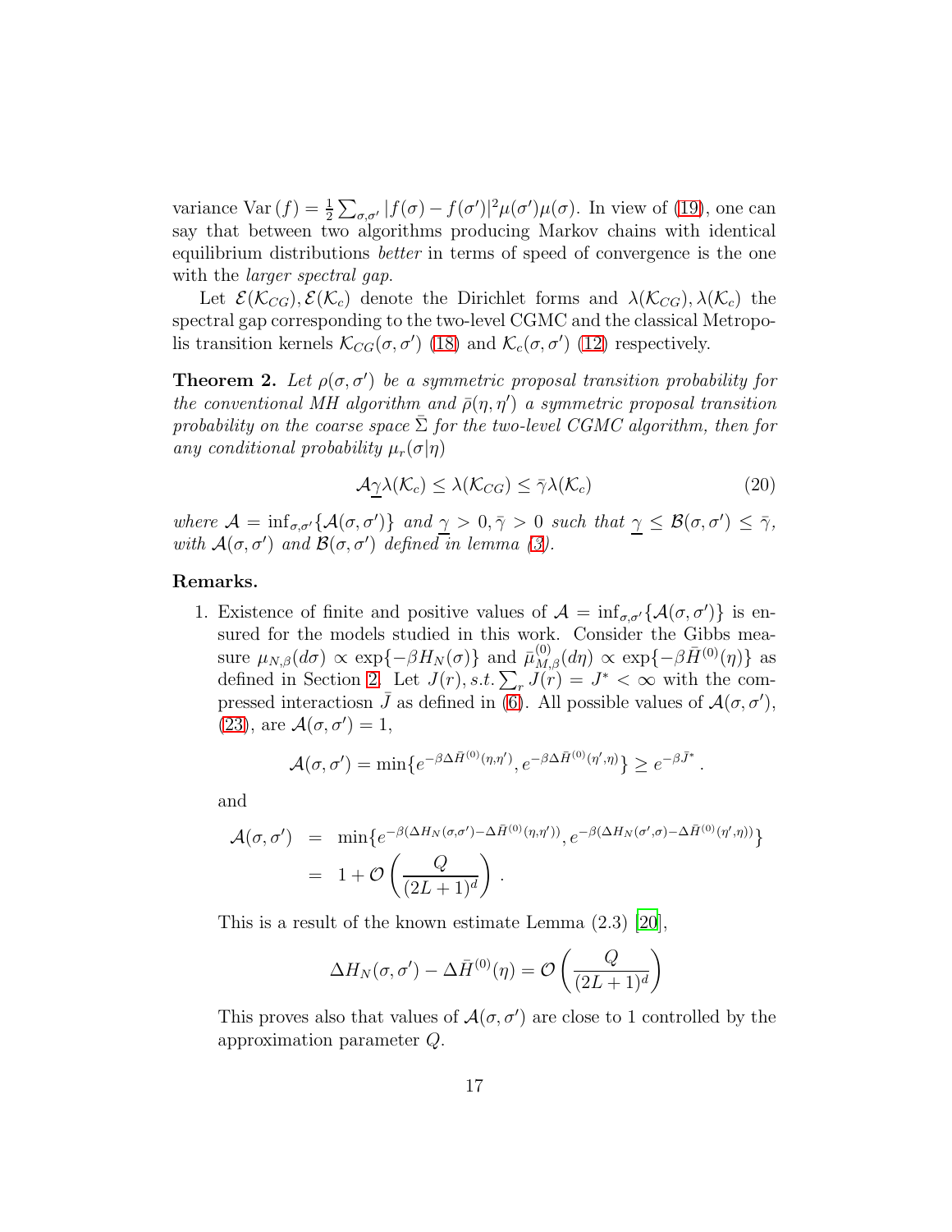variance $\text{Var}(f) = \frac{1}{2}\sum_{\sigma,\sigma'} |f(\sigma) - f(\sigma')|^2 \mu(\sigma')\mu(\sigma)$. In view of (19), one can say that between two algorithms producing Markov chains with identical equilibrium distributions *better* in terms of speed of convergence is the one with the *larger spectral gap*.

Let $\mathcal{E}(\mathcal{K}_{CG}), \mathcal{E}(\mathcal{K}_c)$ denote the Dirichlet forms and $\lambda(\mathcal{K}_{CG}), \lambda(\mathcal{K}_c)$ the spectral gap corresponding to the two-level CGMC and the classical Metropolis transition kernels $\mathcal{K}_{CG}(\sigma, \sigma')$ (18) and $\mathcal{K}_c(\sigma, \sigma')$ (12) respectively.

**Theorem 2.** *Let $\rho(\sigma, \sigma')$ be a symmetric proposal transition probability for the conventional MH algorithm and $\bar{\rho}(\eta, \eta')$ a symmetric proposal transition probability on the coarse space $\bar{\Sigma}$ for the two-level CGMC algorithm, then for any conditional probability $\mu_r(\sigma|\eta)$*

$$\mathcal{A}\underline{\gamma}\lambda(\mathcal{K}_c) \leq \lambda(\mathcal{K}_{CG}) \leq \bar{\gamma}\lambda(\mathcal{K}_c) \tag{20}$$

*where $\mathcal{A} = \inf_{\sigma,\sigma'}\{\mathcal{A}(\sigma, \sigma')\}$ and $\underline{\gamma} > 0, \bar{\gamma} > 0$ such that $\underline{\gamma} \leq \mathcal{B}(\sigma, \sigma') \leq \bar{\gamma}$, with $\mathcal{A}(\sigma, \sigma')$ and $\mathcal{B}(\sigma, \sigma')$ defined in lemma (3).*

**Remarks.**

1. Existence of finite and positive values of $\mathcal{A} = \inf_{\sigma,\sigma'}\{\mathcal{A}(\sigma, \sigma')\}$ is ensured for the models studied in this work. Consider the Gibbs measure $\mu_{N,\beta}(d\sigma) \propto \exp\{-\beta H_N(\sigma)\}$ and $\bar{\mu}^{(0)}_{M,\beta}(d\eta) \propto \exp\{-\beta \bar{H}^{(0)}(\eta)\}$ as defined in Section 2. Let $J(r), s.t. \sum_r J(r) = J^* < \infty$ with the compressed interactiosn $\bar{J}$ as defined in (6). All possible values of $\mathcal{A}(\sigma, \sigma')$, (23), are $\mathcal{A}(\sigma, \sigma') = 1$,

$$\mathcal{A}(\sigma, \sigma') = \min\{e^{-\beta\Delta\bar{H}^{(0)}(\eta,\eta')}, e^{-\beta\Delta\bar{H}^{(0)}(\eta',\eta)}\} \geq e^{-\beta\bar{J}^*}.$$

and

$$\begin{aligned}
\mathcal{A}(\sigma, \sigma') &= \min\{e^{-\beta(\Delta H_N(\sigma,\sigma') - \Delta\bar{H}^{(0)}(\eta,\eta'))}, e^{-\beta(\Delta H_N(\sigma',\sigma) - \Delta\bar{H}^{(0)}(\eta',\eta))}\} \\
&= 1 + \mathcal{O}\left(\frac{Q}{(2L+1)^d}\right).
\end{aligned}$$

This is a result of the known estimate Lemma (2.3) [20],

$$\Delta H_N(\sigma, \sigma') - \Delta\bar{H}^{(0)}(\eta) = \mathcal{O}\left(\frac{Q}{(2L+1)^d}\right)$$

This proves also that values of $\mathcal{A}(\sigma, \sigma')$ are close to 1 controlled by the approximation parameter $Q$.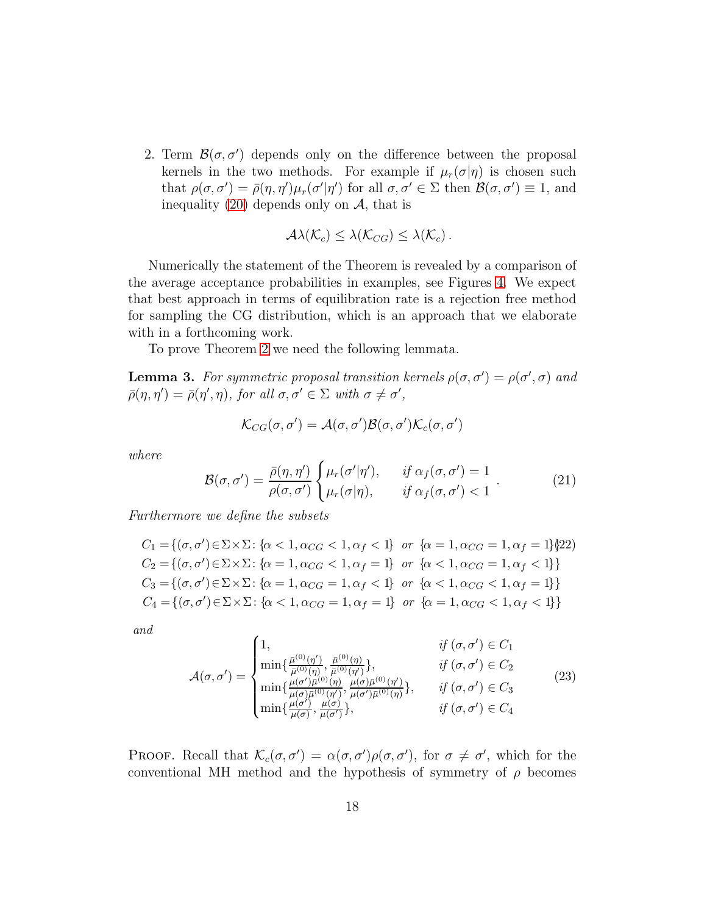2. Term $\mathcal{B}(\sigma,\sigma')$ depends only on the difference between the proposal kernels in the two methods. For example if $\mu_r(\sigma|\eta)$ is chosen such that $\rho(\sigma,\sigma') = \bar\rho(\eta,\eta')\mu_r(\sigma'|\eta')$ for all $\sigma,\sigma' \in \Sigma$ then $\mathcal{B}(\sigma,\sigma') \equiv 1$, and inequality (20) depends only on $\mathcal{A}$, that is

$$\mathcal{A}\lambda(\mathcal{K}_c) \leq \lambda(\mathcal{K}_{CG}) \leq \lambda(\mathcal{K}_c)\,.$$

Numerically the statement of the Theorem is revealed by a comparison of the average acceptance probabilities in examples, see Figures 4. We expect that best approach in terms of equilibration rate is a rejection free method for sampling the CG distribution, which is an approach that we elaborate with in a forthcoming work.

To prove Theorem 2 we need the following lemmata.

**Lemma 3.** *For symmetric proposal transition kernels $\rho(\sigma,\sigma') = \rho(\sigma',\sigma)$ and $\bar\rho(\eta,\eta') = \bar\rho(\eta',\eta)$, for all $\sigma,\sigma' \in \Sigma$ with $\sigma \neq \sigma'$,*

$$\mathcal{K}_{CG}(\sigma,\sigma') = \mathcal{A}(\sigma,\sigma')\mathcal{B}(\sigma,\sigma')\mathcal{K}_c(\sigma,\sigma')$$

*where*

$$\mathcal{B}(\sigma,\sigma') = \frac{\bar\rho(\eta,\eta')}{\rho(\sigma,\sigma')}\begin{cases}\mu_r(\sigma'|\eta'), & \text{if } \alpha_f(\sigma,\sigma') = 1\\ \mu_r(\sigma|\eta), & \text{if } \alpha_f(\sigma,\sigma') < 1\end{cases}. \tag{21}$$

*Furthermore we define the subsets*

$$\begin{aligned}
C_1 &= \{(\sigma,\sigma')\in\Sigma\times\Sigma\colon \{\alpha<1,\alpha_{CG}<1,\alpha_f<1\} \text{ or } \{\alpha=1,\alpha_{CG}=1,\alpha_f=1\}\} \quad (22)\\
C_2 &= \{(\sigma,\sigma')\in\Sigma\times\Sigma\colon \{\alpha=1,\alpha_{CG}<1,\alpha_f=1\} \text{ or } \{\alpha<1,\alpha_{CG}=1,\alpha_f<1\}\}\\
C_3 &= \{(\sigma,\sigma')\in\Sigma\times\Sigma\colon \{\alpha=1,\alpha_{CG}=1,\alpha_f<1\} \text{ or } \{\alpha<1,\alpha_{CG}<1,\alpha_f=1\}\}\\
C_4 &= \{(\sigma,\sigma')\in\Sigma\times\Sigma\colon \{\alpha<1,\alpha_{CG}=1,\alpha_f=1\} \text{ or } \{\alpha=1,\alpha_{CG}<1,\alpha_f<1\}\}
\end{aligned}$$

*and*

$$\mathcal{A}(\sigma,\sigma') = \begin{cases}1, & \text{if } (\sigma,\sigma')\in C_1\\
\min\{\frac{\bar\mu^{(0)}(\eta')}{\bar\mu^{(0)}(\eta)},\frac{\bar\mu^{(0)}(\eta)}{\bar\mu^{(0)}(\eta')}\}, & \text{if } (\sigma,\sigma')\in C_2\\
\min\{\frac{\mu(\sigma')\bar\mu^{(0)}(\eta)}{\mu(\sigma)\bar\mu^{(0)}(\eta')},\frac{\mu(\sigma)\bar\mu^{(0)}(\eta')}{\mu(\sigma')\bar\mu^{(0)}(\eta)}\}, & \text{if } (\sigma,\sigma')\in C_3\\
\min\{\frac{\mu(\sigma')}{\mu(\sigma)},\frac{\mu(\sigma)}{\mu(\sigma')}\}, & \text{if } (\sigma,\sigma')\in C_4\end{cases} \tag{23}$$

Proof. Recall that $\mathcal{K}_c(\sigma,\sigma') = \alpha(\sigma,\sigma')\rho(\sigma,\sigma')$, for $\sigma \neq \sigma'$, which for the conventional MH method and the hypothesis of symmetry of $\rho$ becomes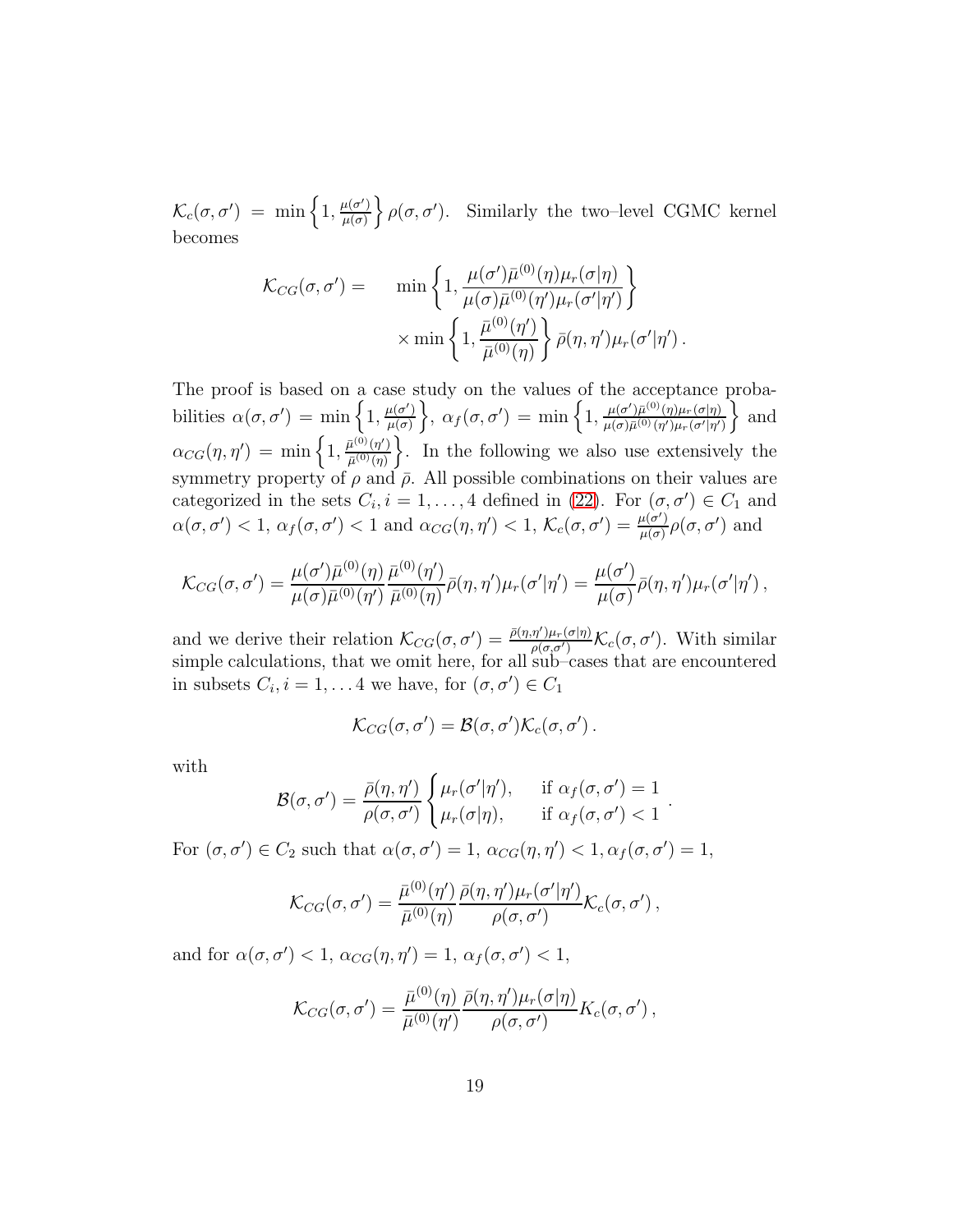$\mathcal{K}_c(\sigma,\sigma') = \min\left\{1, \frac{\mu(\sigma')}{\mu(\sigma)}\right\}\rho(\sigma,\sigma')$. Similarly the two–level CGMC kernel becomes

$$
\begin{aligned}
\mathcal{K}_{CG}(\sigma,\sigma') = \quad & \min\left\{1, \frac{\mu(\sigma')\bar{\mu}^{(0)}(\eta)\mu_r(\sigma|\eta)}{\mu(\sigma)\bar{\mu}^{(0)}(\eta')\mu_r(\sigma'|\eta')}\right\} \\
& \times \min\left\{1, \frac{\bar{\mu}^{(0)}(\eta')}{\bar{\mu}^{(0)}(\eta)}\right\}\bar{\rho}(\eta,\eta')\mu_r(\sigma'|\eta')\,.
\end{aligned}
$$

The proof is based on a case study on the values of the acceptance probabilities $\alpha(\sigma,\sigma') = \min\left\{1, \frac{\mu(\sigma')}{\mu(\sigma)}\right\}$, $\alpha_f(\sigma,\sigma') = \min\left\{1, \frac{\mu(\sigma')\bar{\mu}^{(0)}(\eta)\mu_r(\sigma|\eta)}{\mu(\sigma)\bar{\mu}^{(0)}(\eta')\mu_r(\sigma'|\eta')}\right\}$ and $\alpha_{CG}(\eta,\eta') = \min\left\{1, \frac{\bar{\mu}^{(0)}(\eta')}{\bar{\mu}^{(0)}(\eta)}\right\}$. In the following we also use extensively the symmetry property of $\rho$ and $\bar{\rho}$. All possible combinations on their values are categorized in the sets $C_i, i = 1,\ldots,4$ defined in (22). For $(\sigma,\sigma') \in C_1$ and $\alpha(\sigma,\sigma') < 1$, $\alpha_f(\sigma,\sigma') < 1$ and $\alpha_{CG}(\eta,\eta') < 1$, $\mathcal{K}_c(\sigma,\sigma') = \frac{\mu(\sigma')}{\mu(\sigma)}\rho(\sigma,\sigma')$ and

$$
\mathcal{K}_{CG}(\sigma,\sigma') = \frac{\mu(\sigma')\bar{\mu}^{(0)}(\eta)}{\mu(\sigma)\bar{\mu}^{(0)}(\eta')}\frac{\bar{\mu}^{(0)}(\eta')}{\bar{\mu}^{(0)}(\eta)}\bar{\rho}(\eta,\eta')\mu_r(\sigma'|\eta') = \frac{\mu(\sigma')}{\mu(\sigma)}\bar{\rho}(\eta,\eta')\mu_r(\sigma'|\eta')\,,
$$

and we derive their relation $\mathcal{K}_{CG}(\sigma,\sigma') = \frac{\bar{\rho}(\eta,\eta')\mu_r(\sigma|\eta)}{\rho(\sigma,\sigma')}\mathcal{K}_c(\sigma,\sigma')$. With similar simple calculations, that we omit here, for all sub–cases that are encountered in subsets $C_i, i = 1,\ldots 4$ we have, for $(\sigma,\sigma') \in C_1$

$$
\mathcal{K}_{CG}(\sigma,\sigma') = \mathcal{B}(\sigma,\sigma')\mathcal{K}_c(\sigma,\sigma')\,.
$$

with

$$
\mathcal{B}(\sigma,\sigma') = \frac{\bar{\rho}(\eta,\eta')}{\rho(\sigma,\sigma')}\begin{cases}\mu_r(\sigma'|\eta'), & \text{if } \alpha_f(\sigma,\sigma') = 1 \\ \mu_r(\sigma|\eta), & \text{if } \alpha_f(\sigma,\sigma') < 1\end{cases}.
$$

For $(\sigma,\sigma') \in C_2$ such that $\alpha(\sigma,\sigma') = 1$, $\alpha_{CG}(\eta,\eta') < 1, \alpha_f(\sigma,\sigma') = 1$,

$$
\mathcal{K}_{CG}(\sigma,\sigma') = \frac{\bar{\mu}^{(0)}(\eta')}{\bar{\mu}^{(0)}(\eta)}\frac{\bar{\rho}(\eta,\eta')\mu_r(\sigma'|\eta')}{\rho(\sigma,\sigma')}\mathcal{K}_c(\sigma,\sigma')\,,
$$

and for $\alpha(\sigma,\sigma') < 1$, $\alpha_{CG}(\eta,\eta') = 1$, $\alpha_f(\sigma,\sigma') < 1$,

$$
\mathcal{K}_{CG}(\sigma,\sigma') = \frac{\bar{\mu}^{(0)}(\eta)}{\bar{\mu}^{(0)}(\eta')}\frac{\bar{\rho}(\eta,\eta')\mu_r(\sigma|\eta)}{\rho(\sigma,\sigma')}K_c(\sigma,\sigma')\,,
$$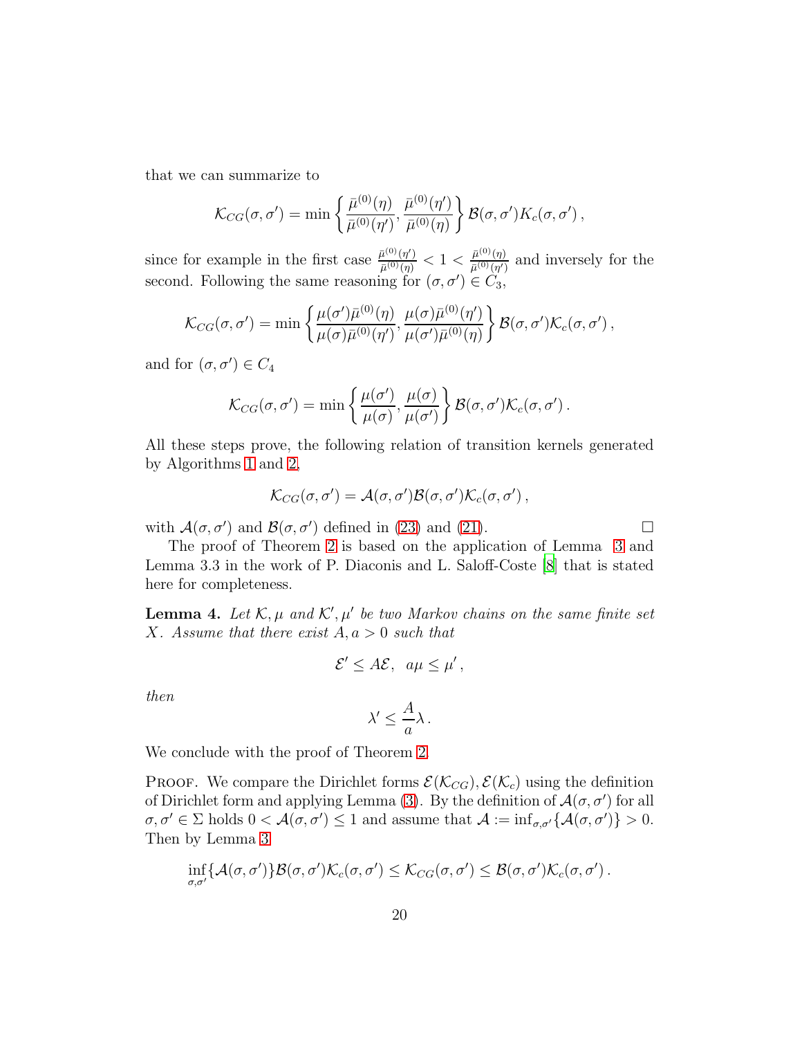that we can summarize to

$$\mathcal{K}_{CG}(\sigma,\sigma') = \min\left\{\frac{\bar{\mu}^{(0)}(\eta)}{\bar{\mu}^{(0)}(\eta')}, \frac{\bar{\mu}^{(0)}(\eta')}{\bar{\mu}^{(0)}(\eta)}\right\}\mathcal{B}(\sigma,\sigma')K_c(\sigma,\sigma')\,,$$

since for example in the first case $\frac{\bar{\mu}^{(0)}(\eta')}{\bar{\mu}^{(0)}(\eta)} < 1 < \frac{\bar{\mu}^{(0)}(\eta)}{\bar{\mu}^{(0)}(\eta')}$ and inversely for the second. Following the same reasoning for $(\sigma,\sigma') \in C_3$,

$$\mathcal{K}_{CG}(\sigma,\sigma') = \min\left\{\frac{\mu(\sigma')\bar{\mu}^{(0)}(\eta)}{\mu(\sigma)\bar{\mu}^{(0)}(\eta')}, \frac{\mu(\sigma)\bar{\mu}^{(0)}(\eta')}{\mu(\sigma')\bar{\mu}^{(0)}(\eta)}\right\}\mathcal{B}(\sigma,\sigma')\mathcal{K}_c(\sigma,\sigma')\,,$$

and for $(\sigma,\sigma') \in C_4$

$$\mathcal{K}_{CG}(\sigma,\sigma') = \min\left\{\frac{\mu(\sigma')}{\mu(\sigma)}, \frac{\mu(\sigma)}{\mu(\sigma')}\right\}\mathcal{B}(\sigma,\sigma')\mathcal{K}_c(\sigma,\sigma')\,.$$

All these steps prove, the following relation of transition kernels generated by Algorithms 1 and 2,

$$\mathcal{K}_{CG}(\sigma,\sigma') = \mathcal{A}(\sigma,\sigma')\mathcal{B}(\sigma,\sigma')\mathcal{K}_c(\sigma,\sigma')\,,$$

with $\mathcal{A}(\sigma,\sigma')$ and $\mathcal{B}(\sigma,\sigma')$ defined in (23) and (21). □

The proof of Theorem 2 is based on the application of Lemma 3 and Lemma 3.3 in the work of P. Diaconis and L. Saloff-Coste [8] that is stated here for completeness.

**Lemma 4.** *Let $\mathcal{K},\mu$ and $\mathcal{K}',\mu'$ be two Markov chains on the same finite set $X$. Assume that there exist $A, a > 0$ such that*

$$\mathcal{E}' \leq A\mathcal{E}, \;\; a\mu \leq \mu'\,,$$

*then*

$$\lambda' \leq \frac{A}{a}\lambda\,.$$

We conclude with the proof of Theorem 2.

Proof. We compare the Dirichlet forms $\mathcal{E}(\mathcal{K}_{CG}), \mathcal{E}(\mathcal{K}_c)$ using the definition of Dirichlet form and applying Lemma (3). By the definition of $\mathcal{A}(\sigma,\sigma')$ for all $\sigma,\sigma' \in \Sigma$ holds $0 < \mathcal{A}(\sigma,\sigma') \leq 1$ and assume that $\mathcal{A} := \inf_{\sigma,\sigma'}\{\mathcal{A}(\sigma,\sigma')\} > 0$. Then by Lemma 3

$$\inf_{\sigma,\sigma'}\{\mathcal{A}(\sigma,\sigma')\}\mathcal{B}(\sigma,\sigma')\mathcal{K}_c(\sigma,\sigma') \leq \mathcal{K}_{CG}(\sigma,\sigma') \leq \mathcal{B}(\sigma,\sigma')\mathcal{K}_c(\sigma,\sigma')\,.$$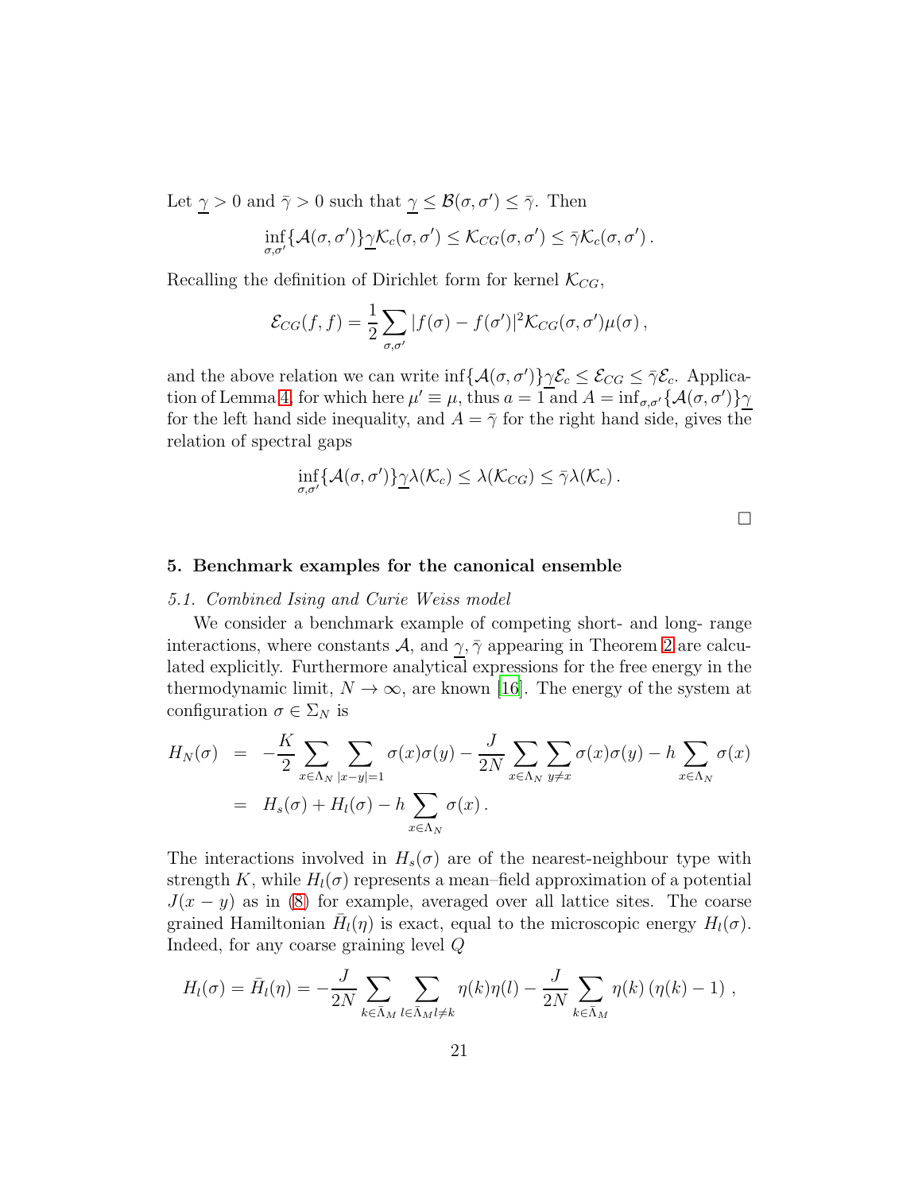Let $\underline{\gamma} > 0$ and $\bar{\gamma} > 0$ such that $\underline{\gamma} \leq \mathcal{B}(\sigma, \sigma') \leq \bar{\gamma}$. Then

$$\inf_{\sigma,\sigma'}\{\mathcal{A}(\sigma, \sigma')\}\underline{\gamma}\mathcal{K}_c(\sigma, \sigma') \leq \mathcal{K}_{CG}(\sigma, \sigma') \leq \bar{\gamma}\mathcal{K}_c(\sigma, \sigma') .$$

Recalling the definition of Dirichlet form for kernel $\mathcal{K}_{CG}$,

$$\mathcal{E}_{CG}(f, f) = \frac{1}{2}\sum_{\sigma,\sigma'} |f(\sigma) - f(\sigma')|^2 \mathcal{K}_{CG}(\sigma, \sigma')\mu(\sigma) ,$$

and the above relation we can write $\inf\{\mathcal{A}(\sigma, \sigma')\}\underline{\gamma}\mathcal{E}_c \leq \mathcal{E}_{CG} \leq \bar{\gamma}\mathcal{E}_c$. Application of Lemma 4, for which here $\mu' \equiv \mu$, thus $a = 1$ and $A = \inf_{\sigma,\sigma'}\{\mathcal{A}(\sigma, \sigma')\}\underline{\gamma}$ for the left hand side inequality, and $A = \bar{\gamma}$ for the right hand side, gives the relation of spectral gaps

$$\inf_{\sigma,\sigma'}\{\mathcal{A}(\sigma, \sigma')\}\underline{\gamma}\lambda(\mathcal{K}_c) \leq \lambda(\mathcal{K}_{CG}) \leq \bar{\gamma}\lambda(\mathcal{K}_c) .$$

□

## 5. Benchmark examples for the canonical ensemble

### *5.1. Combined Ising and Curie Weiss model*

We consider a benchmark example of competing short- and long- range interactions, where constants $\mathcal{A}$, and $\underline{\gamma}, \bar{\gamma}$ appearing in Theorem 2 are calculated explicitly. Furthermore analytical expressions for the free energy in the thermodynamic limit, $N \to \infty$, are known [16]. The energy of the system at configuration $\sigma \in \Sigma_N$ is

$$\begin{aligned}
H_N(\sigma) &= -\frac{K}{2}\sum_{x\in\Lambda_N}\sum_{|x-y|=1}\sigma(x)\sigma(y) - \frac{J}{2N}\sum_{x\in\Lambda_N}\sum_{y\neq x}\sigma(x)\sigma(y) - h\sum_{x\in\Lambda_N}\sigma(x) \\
&= H_s(\sigma) + H_l(\sigma) - h\sum_{x\in\Lambda_N}\sigma(x) .
\end{aligned}$$

The interactions involved in $H_s(\sigma)$ are of the nearest-neighbour type with strength $K$, while $H_l(\sigma)$ represents a mean–field approximation of a potential $J(x - y)$ as in (8) for example, averaged over all lattice sites. The coarse grained Hamiltonian $\bar{H}_l(\eta)$ is exact, equal to the microscopic energy $H_l(\sigma)$. Indeed, for any coarse graining level $Q$

$$H_l(\sigma) = \bar{H}_l(\eta) = -\frac{J}{2N}\sum_{k\in\bar{\Lambda}_M}\sum_{l\in\bar{\Lambda}_M l\neq k}\eta(k)\eta(l) - \frac{J}{2N}\sum_{k\in\bar{\Lambda}_M}\eta(k)\left(\eta(k) - 1\right) ,$$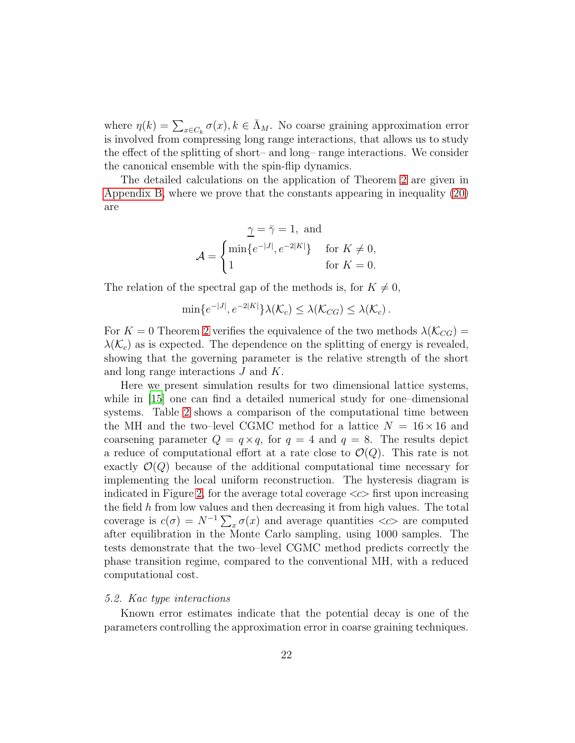where $\eta(k) = \sum_{x \in C_k} \sigma(x), k \in \bar{\Lambda}_M$. No coarse graining approximation error is involved from compressing long range interactions, that allows us to study the effect of the splitting of short– and long– range interactions. We consider the canonical ensemble with the spin-flip dynamics.

The detailed calculations on the application of Theorem 2 are given in Appendix B, where we prove that the constants appearing in inequality (20) are

$$\underline{\gamma} = \bar{\gamma} = 1, \text{ and}$$

$$\mathcal{A} = \begin{cases} \min\{e^{-|J|}, e^{-2|K|}\} & \text{for } K \neq 0, \\ 1 & \text{for } K = 0. \end{cases}$$

The relation of the spectral gap of the methods is, for $K \neq 0$,

$$\min\{e^{-|J|}, e^{-2|K|}\}\lambda(\mathcal{K}_c) \leq \lambda(\mathcal{K}_{CG}) \leq \lambda(\mathcal{K}_c)\,.$$

For $K = 0$ Theorem 2 verifies the equivalence of the two methods $\lambda(\mathcal{K}_{CG}) = \lambda(\mathcal{K}_c)$ as is expected. The dependence on the splitting of energy is revealed, showing that the governing parameter is the relative strength of the short and long range interactions $J$ and $K$.

Here we present simulation results for two dimensional lattice systems, while in [15] one can find a detailed numerical study for one–dimensional systems. Table 2 shows a comparison of the computational time between the MH and the two–level CGMC method for a lattice $N = 16 \times 16$ and coarsening parameter $Q = q \times q$, for $q = 4$ and $q = 8$. The results depict a reduce of computational effort at a rate close to $\mathcal{O}(Q)$. This rate is not exactly $\mathcal{O}(Q)$ because of the additional computational time necessary for implementing the local uniform reconstruction. The hysteresis diagram is indicated in Figure 2, for the average total coverage $<c>$ first upon increasing the field $h$ from low values and then decreasing it from high values. The total coverage is $c(\sigma) = N^{-1} \sum_x \sigma(x)$ and average quantities $<c>$ are computed after equilibration in the Monte Carlo sampling, using 1000 samples. The tests demonstrate that the two–level CGMC method predicts correctly the phase transition regime, compared to the conventional MH, with a reduced computational cost.

### *5.2. Kac type interactions*

Known error estimates indicate that the potential decay is one of the parameters controlling the approximation error in coarse graining techniques.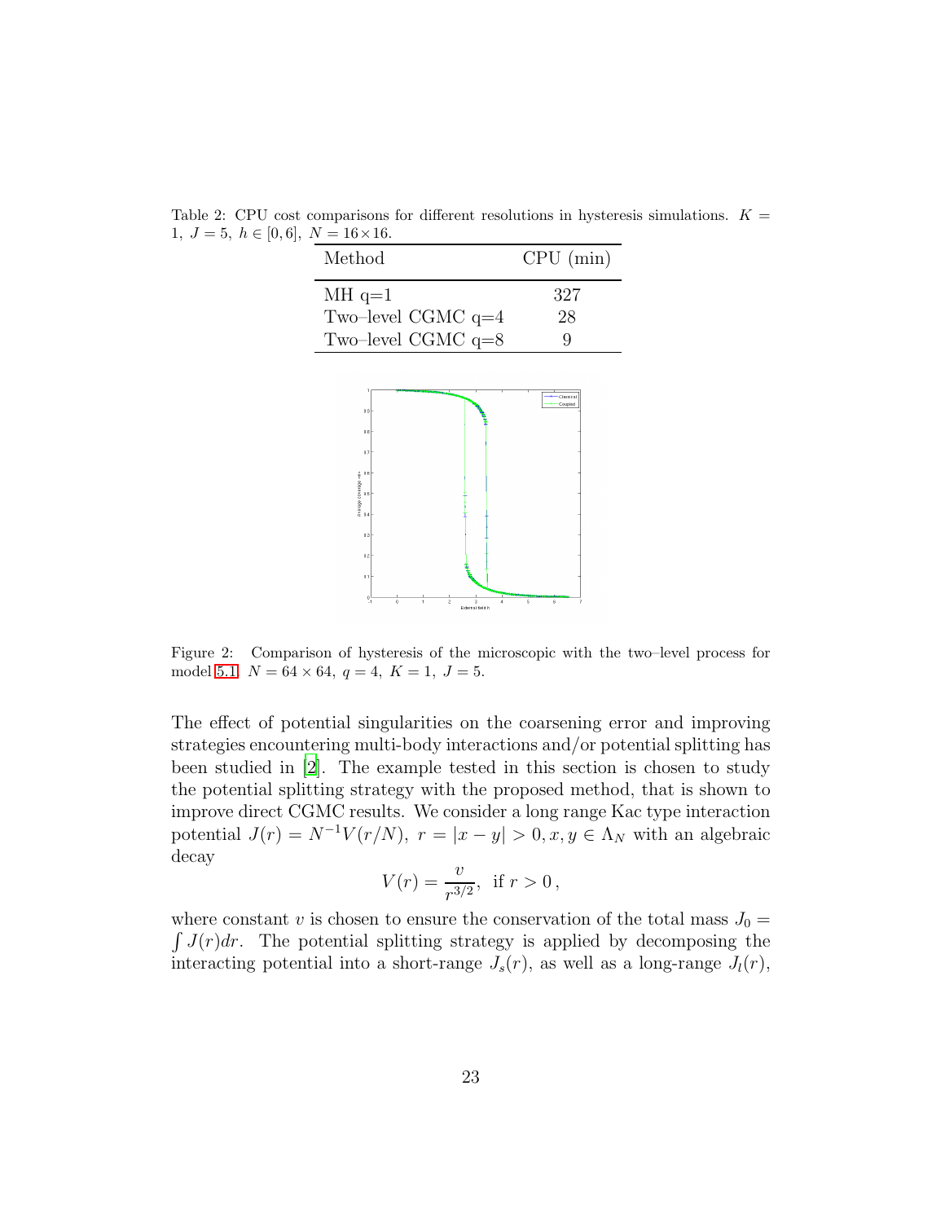Table 2: CPU cost comparisons for different resolutions in hysteresis simulations. $K = 1,\ J = 5,\ h \in [0, 6],\ N = 16 \times 16$.

| Method | CPU (min) |
|---|---|
| MH q=1 | 327 |
| Two–level CGMC q=4 | 28 |
| Two–level CGMC q=8 | 9 |

Figure 2: Comparison of hysteresis of the microscopic with the two–level process for model 5.1. $N = 64 \times 64,\ q = 4,\ K = 1,\ J = 5$.

The effect of potential singularities on the coarsening error and improving strategies encountering multi-body interactions and/or potential splitting has been studied in [2]. The example tested in this section is chosen to study the potential splitting strategy with the proposed method, that is shown to improve direct CGMC results. We consider a long range Kac type interaction potential $J(r) = N^{-1}V(r/N),\ r = |x - y| > 0, x, y \in \Lambda_N$ with an algebraic decay

$$V(r) = \frac{v}{r^{3/2}},\ \text{ if } r > 0\,,$$

where constant $v$ is chosen to ensure the conservation of the total mass $J_0 = \int J(r)dr$. The potential splitting strategy is applied by decomposing the interacting potential into a short-range $J_s(r)$, as well as a long-range $J_l(r)$,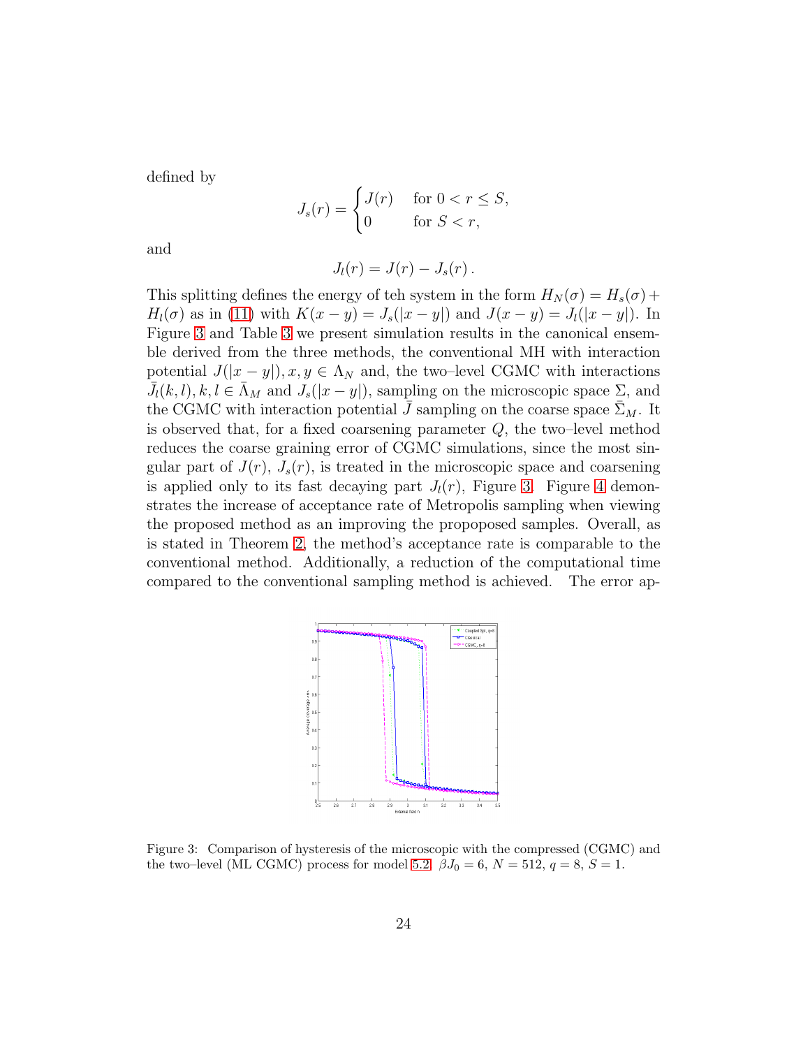defined by

$$J_s(r) = \begin{cases} J(r) & \text{for } 0 < r \leq S, \\ 0 & \text{for } S < r, \end{cases}$$

and

$$J_l(r) = J(r) - J_s(r)\,.$$

This splitting defines the energy of teh system in the form $H_N(\sigma) = H_s(\sigma) + H_l(\sigma)$ as in (11) with $K(x-y) = J_s(|x-y|)$ and $J(x-y) = J_l(|x-y|)$. In Figure 3 and Table 3 we present simulation results in the canonical ensemble derived from the three methods, the conventional MH with interaction potential $J(|x-y|), x, y \in \Lambda_N$ and, the two–level CGMC with interactions $\bar{J}_l(k,l), k,l \in \bar{\Lambda}_M$ and $J_s(|x-y|)$, sampling on the microscopic space $\Sigma$, and the CGMC with interaction potential $\bar{J}$ sampling on the coarse space $\bar{\Sigma}_M$. It is observed that, for a fixed coarsening parameter $Q$, the two–level method reduces the coarse graining error of CGMC simulations, since the most singular part of $J(r)$, $J_s(r)$, is treated in the microscopic space and coarsening is applied only to its fast decaying part $J_l(r)$, Figure 3. Figure 4 demonstrates the increase of acceptance rate of Metropolis sampling when viewing the proposed method as an improving the propoposed samples. Overall, as is stated in Theorem 2, the method's acceptance rate is comparable to the conventional method. Additionally, a reduction of the computational time compared to the conventional sampling method is achieved. The error ap-

Figure 3: Comparison of hysteresis of the microscopic with the compressed (CGMC) and the two–level (ML CGMC) process for model 5.2. $\beta J_0 = 6$, $N = 512$, $q = 8$, $S = 1$.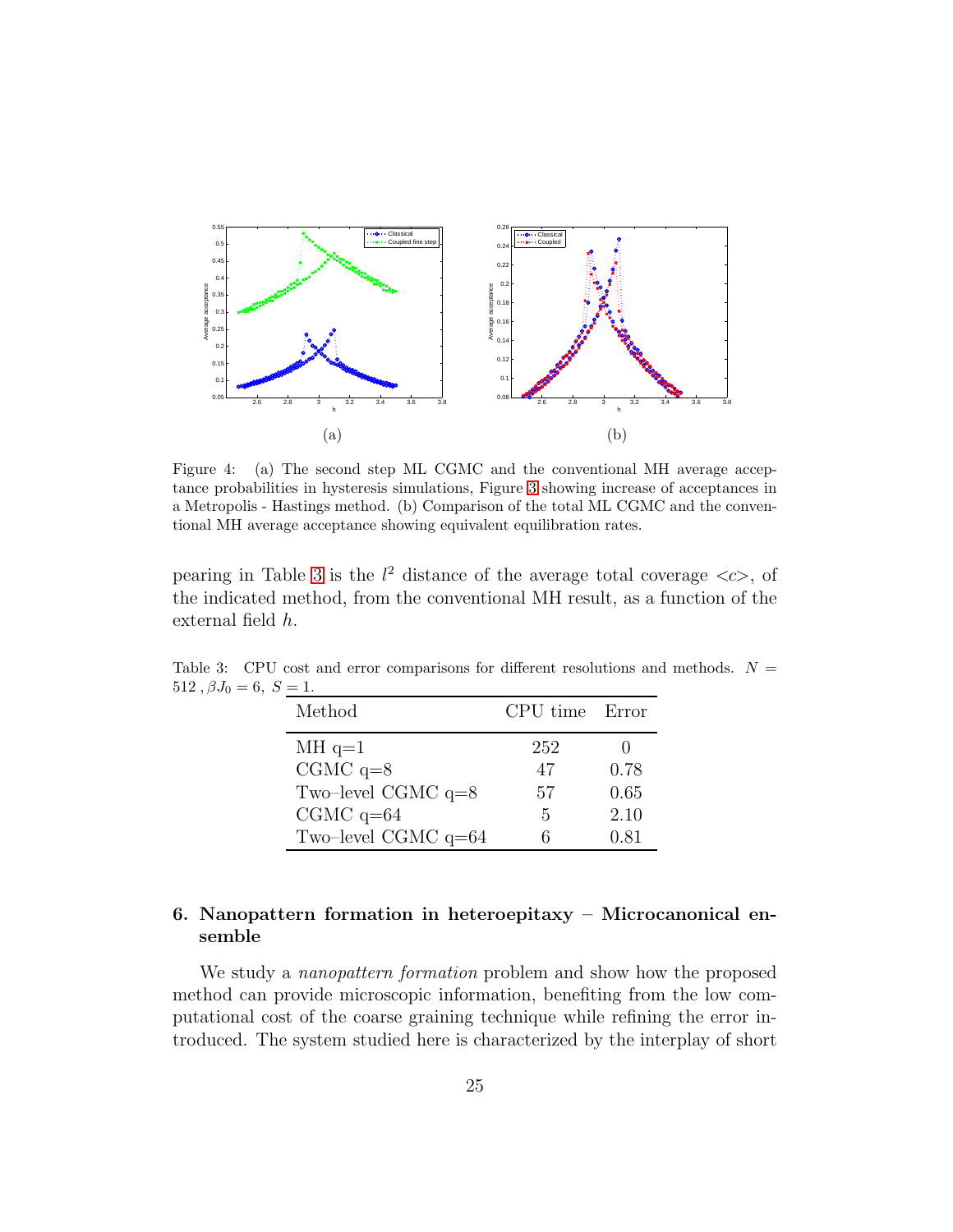(a)

(b)

Figure 4: (a) The second step ML CGMC and the conventional MH average acceptance probabilities in hysteresis simulations, Figure 3 showing increase of acceptances in a Metropolis - Hastings method. (b) Comparison of the total ML CGMC and the conventional MH average acceptance showing equivalent equilibration rates.

pearing in Table 3 is the $l^2$ distance of the average total coverage $<c>$, of the indicated method, from the conventional MH result, as a function of the external field $h$.

Table 3: CPU cost and error comparisons for different resolutions and methods. $N = 512$ , $\beta J_0 = 6$, $S = 1$.

| Method | CPU time | Error |
|---|---|---|
| MH q=1 | 252 | 0 |
| CGMC q=8 | 47 | 0.78 |
| Two–level CGMC q=8 | 57 | 0.65 |
| CGMC q=64 | 5 | 2.10 |
| Two–level CGMC q=64 | 6 | 0.81 |

## 6. Nanopattern formation in heteroepitaxy – Microcanonical ensemble

We study a *nanopattern formation* problem and show how the proposed method can provide microscopic information, benefiting from the low computational cost of the coarse graining technique while refining the error introduced. The system studied here is characterized by the interplay of short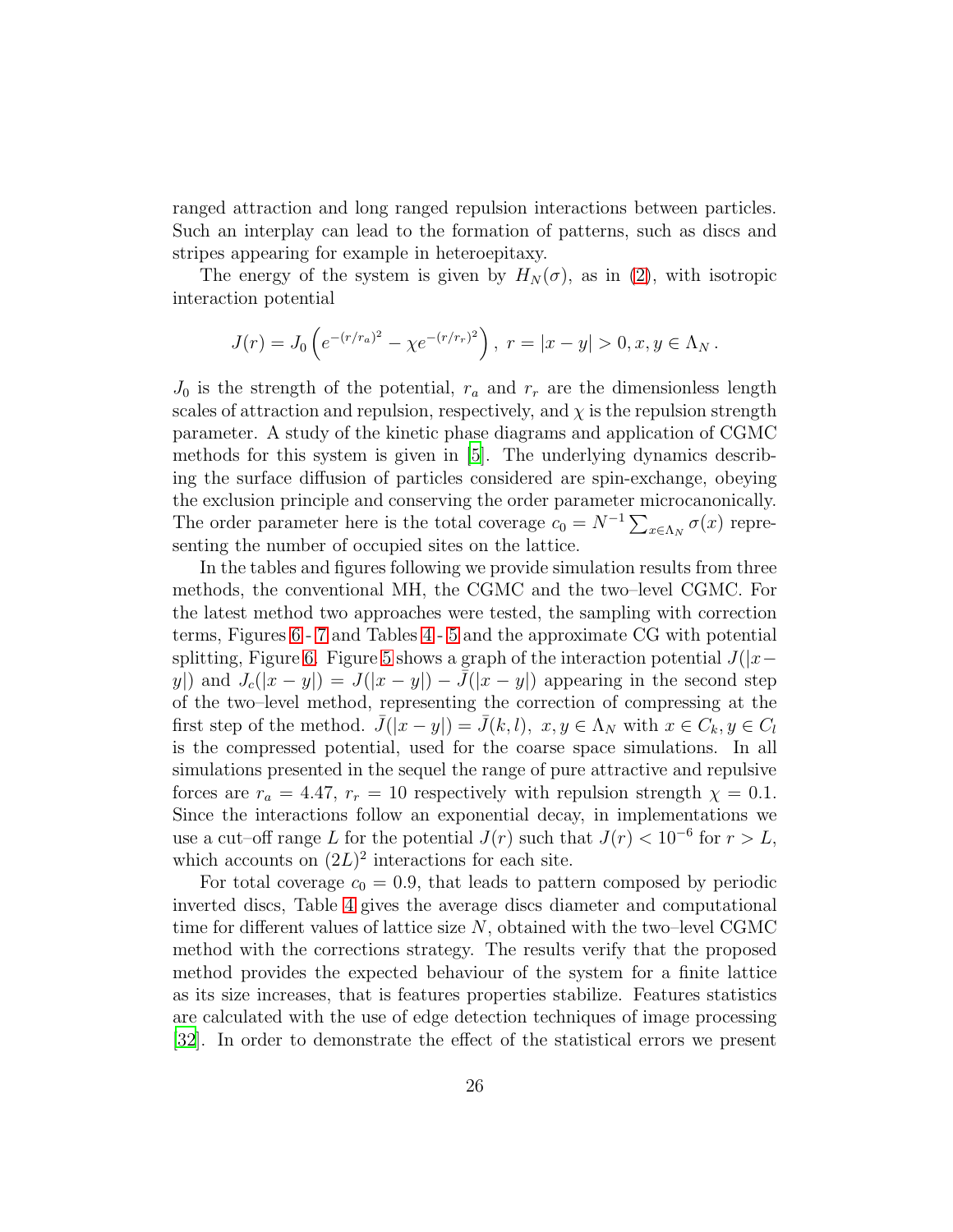ranged attraction and long ranged repulsion interactions between particles. Such an interplay can lead to the formation of patterns, such as discs and stripes appearing for example in heteroepitaxy.

The energy of the system is given by $H_N(\sigma)$, as in (2), with isotropic interaction potential

$$J(r) = J_0 \left( e^{-(r/r_a)^2} - \chi e^{-(r/r_r)^2} \right),\ r = |x-y| > 0, x, y \in \Lambda_N\,.$$

$J_0$ is the strength of the potential, $r_a$ and $r_r$ are the dimensionless length scales of attraction and repulsion, respectively, and $\chi$ is the repulsion strength parameter. A study of the kinetic phase diagrams and application of CGMC methods for this system is given in [5]. The underlying dynamics describing the surface diffusion of particles considered are spin-exchange, obeying the exclusion principle and conserving the order parameter microcanonically. The order parameter here is the total coverage $c_0 = N^{-1} \sum_{x \in \Lambda_N} \sigma(x)$ representing the number of occupied sites on the lattice.

In the tables and figures following we provide simulation results from three methods, the conventional MH, the CGMC and the two–level CGMC. For the latest method two approaches were tested, the sampling with correction terms, Figures 6 - 7 and Tables 4 - 5 and the approximate CG with potential splitting, Figure 6. Figure 5 shows a graph of the interaction potential $J(|x-y|)$ and $J_c(|x-y|) = J(|x-y|) - \bar{J}(|x-y|)$ appearing in the second step of the two–level method, representing the correction of compressing at the first step of the method. $\bar{J}(|x-y|) = \bar{J}(k,l),\ x, y \in \Lambda_N$ with $x \in C_k, y \in C_l$ is the compressed potential, used for the coarse space simulations. In all simulations presented in the sequel the range of pure attractive and repulsive forces are $r_a = 4.47$, $r_r = 10$ respectively with repulsion strength $\chi = 0.1$. Since the interactions follow an exponential decay, in implementations we use a cut–off range $L$ for the potential $J(r)$ such that $J(r) < 10^{-6}$ for $r > L$, which accounts on $(2L)^2$ interactions for each site.

For total coverage $c_0 = 0.9$, that leads to pattern composed by periodic inverted discs, Table 4 gives the average discs diameter and computational time for different values of lattice size $N$, obtained with the two–level CGMC method with the corrections strategy. The results verify that the proposed method provides the expected behaviour of the system for a finite lattice as its size increases, that is features properties stabilize. Features statistics are calculated with the use of edge detection techniques of image processing [32]. In order to demonstrate the effect of the statistical errors we present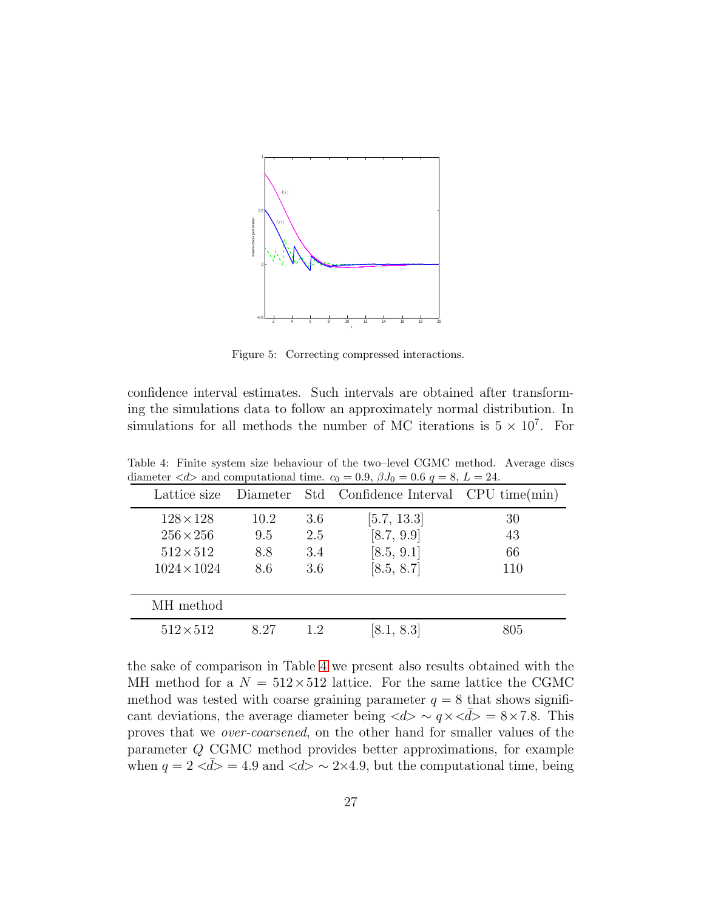Figure 5: Correcting compressed interactions.

confidence interval estimates. Such intervals are obtained after transforming the simulations data to follow an approximately normal distribution. In simulations for all methods the number of MC iterations is $5 \times 10^7$. For

Table 4: Finite system size behaviour of the two–level CGMC method. Average discs diameter $<d>$ and computational time. $c_0 = 0.9$, $\beta J_0 = 0.6$ $q = 8$, $L = 24$.

| Lattice size | Diameter | Std | Confidence Interval | CPU time(min) |
|---|---|---|---|---|
| $128 \times 128$ | 10.2 | 3.6 | [5.7, 13.3] | 30 |
| $256 \times 256$ | 9.5 | 2.5 | [8.7, 9.9] | 43 |
| $512 \times 512$ | 8.8 | 3.4 | [8.5, 9.1] | 66 |
| $1024 \times 1024$ | 8.6 | 3.6 | [8.5, 8.7] | 110 |
| MH method | | | | |
| $512 \times 512$ | 8.27 | 1.2 | [8.1, 8.3] | 805 |

the sake of comparison in Table 4 we present also results obtained with the MH method for a $N = 512 \times 512$ lattice. For the same lattice the CGMC method was tested with coarse graining parameter $q = 8$ that shows significant deviations, the average diameter being $<d> \sim q \times <\bar{d}> = 8 \times 7.8$. This proves that we *over-coarsened*, on the other hand for smaller values of the parameter $Q$ CGMC method provides better approximations, for example when $q = 2$ $<\bar{d}> = 4.9$ and $<d> \sim 2 \times 4.9$, but the computational time, being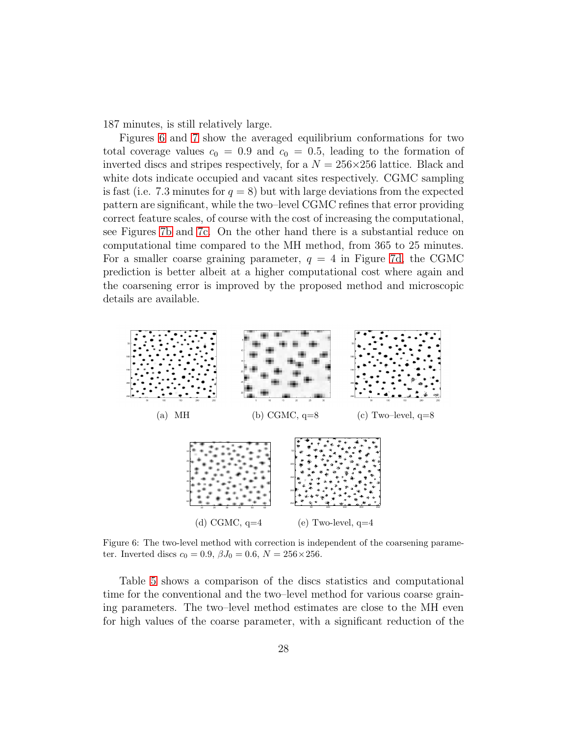187 minutes, is still relatively large.

Figures 6 and 7 show the averaged equilibrium conformations for two total coverage values $c_0 = 0.9$ and $c_0 = 0.5$, leading to the formation of inverted discs and stripes respectively, for a $N = 256{\times}256$ lattice. Black and white dots indicate occupied and vacant sites respectively. CGMC sampling is fast (i.e. 7.3 minutes for $q = 8$) but with large deviations from the expected pattern are significant, while the two–level CGMC refines that error providing correct feature scales, of course with the cost of increasing the computational, see Figures 7b and 7c. On the other hand there is a substantial reduce on computational time compared to the MH method, from 365 to 25 minutes. For a smaller coarse graining parameter, $q = 4$ in Figure 7d, the CGMC prediction is better albeit at a higher computational cost where again and the coarsening error is improved by the proposed method and microscopic details are available.

(a) MH

(b) CGMC, q=8

(c) Two–level, q=8

(d) CGMC, q=4

(e) Two–level, q=4

Figure 6: The two-level method with correction is independent of the coarsening parameter. Inverted discs $c_0 = 0.9$, $\beta J_0 = 0.6$, $N = 256{\times}256$.

Table 5 shows a comparison of the discs statistics and computational time for the conventional and the two–level method for various coarse graining parameters. The two–level method estimates are close to the MH even for high values of the coarse parameter, with a significant reduction of the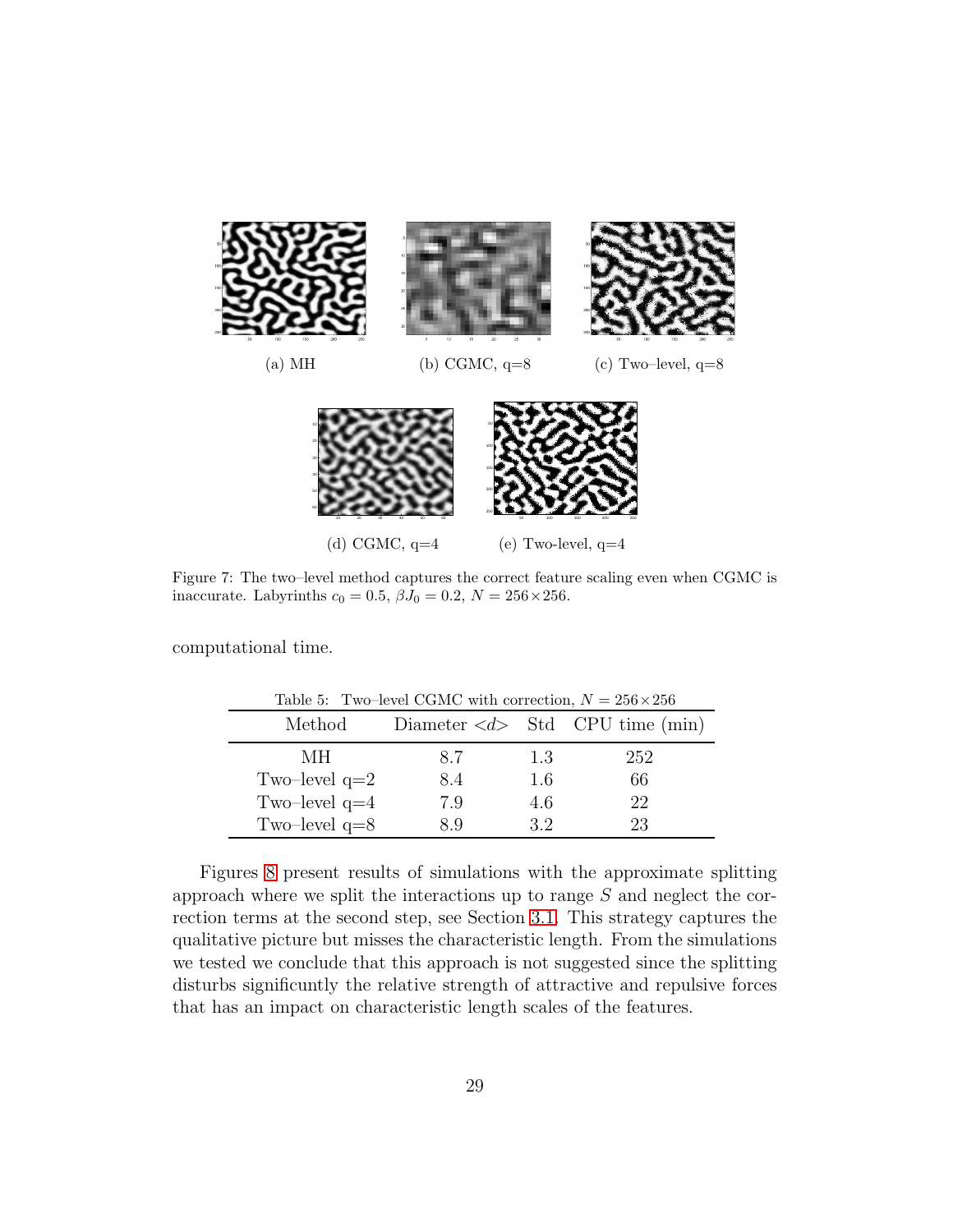(a) MH

(b) CGMC, q=8

(c) Two–level, q=8

(d) CGMC, q=4

(e) Two-level, q=4

Figure 7: The two–level method captures the correct feature scaling even when CGMC is inaccurate. Labyrinths $c_0 = 0.5$, $\beta J_0 = 0.2$, $N = 256 \times 256$.

computational time.

Table 5: Two–level CGMC with correction, $N = 256 \times 256$

| Method | Diameter $<d>$ | Std | CPU time (min) |
|---|---|---|---|
| MH | 8.7 | 1.3 | 252 |
| Two–level q=2 | 8.4 | 1.6 | 66 |
| Two–level q=4 | 7.9 | 4.6 | 22 |
| Two–level q=8 | 8.9 | 3.2 | 23 |

Figures 8 present results of simulations with the approximate splitting approach where we split the interactions up to range $S$ and neglect the correction terms at the second step, see Section 3.1. This strategy captures the qualitative picture but misses the characteristic length. From the simulations we tested we conclude that this approach is not suggested since the splitting disturbs significuntly the relative strength of attractive and repulsive forces that has an impact on characteristic length scales of the features.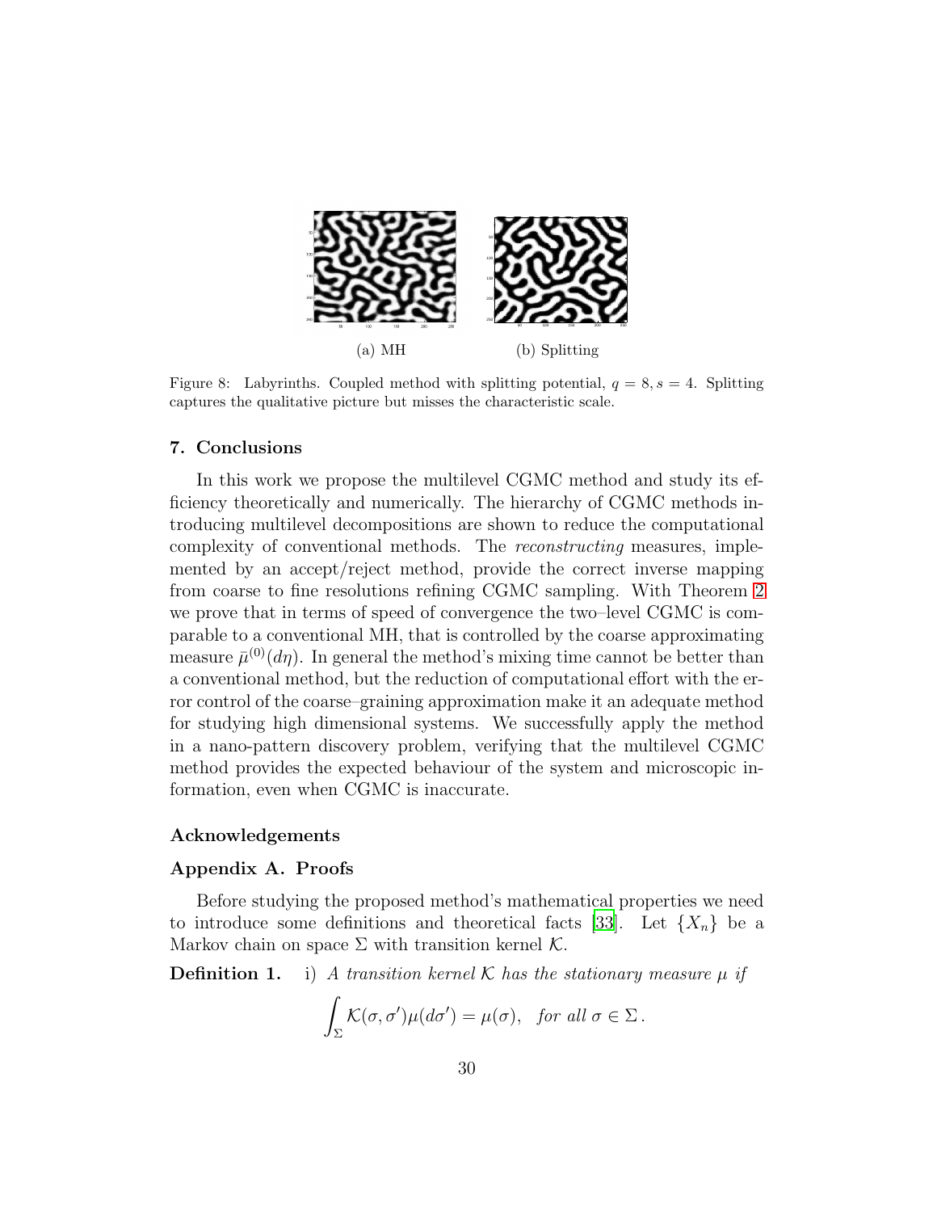(a) MH (b) Splitting

Figure 8: Labyrinths. Coupled method with splitting potential, $q = 8, s = 4$. Splitting captures the qualitative picture but misses the characteristic scale.

## 7. Conclusions

In this work we propose the multilevel CGMC method and study its efficiency theoretically and numerically. The hierarchy of CGMC methods introducing multilevel decompositions are shown to reduce the computational complexity of conventional methods. The *reconstructing* measures, implemented by an accept/reject method, provide the correct inverse mapping from coarse to fine resolutions refining CGMC sampling. With Theorem 2 we prove that in terms of speed of convergence the two–level CGMC is comparable to a conventional MH, that is controlled by the coarse approximating measure $\bar{\mu}^{(0)}(d\eta)$. In general the method's mixing time cannot be better than a conventional method, but the reduction of computational effort with the error control of the coarse–graining approximation make it an adequate method for studying high dimensional systems. We successfully apply the method in a nano-pattern discovery problem, verifying that the multilevel CGMC method provides the expected behaviour of the system and microscopic information, even when CGMC is inaccurate.

## Acknowledgements

## Appendix A. Proofs

Before studying the proposed method's mathematical properties we need to introduce some definitions and theoretical facts [33]. Let $\{X_n\}$ be a Markov chain on space $\Sigma$ with transition kernel $\mathcal{K}$.

**Definition 1.** i) *A transition kernel $\mathcal{K}$ has the stationary measure $\mu$ if*

$$\int_{\Sigma} \mathcal{K}(\sigma, \sigma')\mu(d\sigma') = \mu(\sigma), \quad \textit{for all } \sigma \in \Sigma\,.$$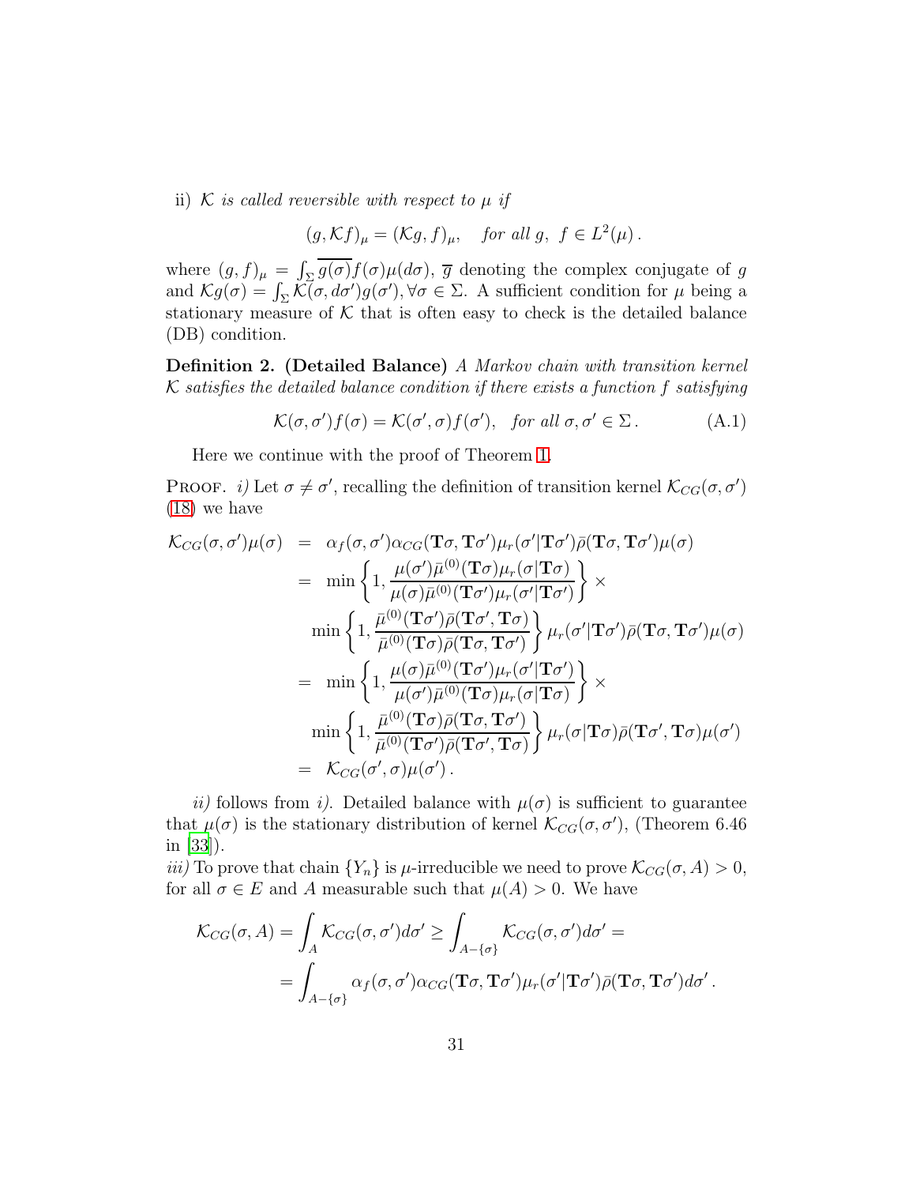ii) *$\mathcal{K}$ is called reversible with respect to $\mu$ if*

$$(g, \mathcal{K}f)_\mu = (\mathcal{K}g, f)_\mu, \quad \textit{for all } g,\ f \in L^2(\mu)\,.$$

where $(g,f)_\mu = \int_\Sigma \overline{g(\sigma)} f(\sigma)\mu(d\sigma)$, $\overline{g}$ denoting the complex conjugate of $g$ and $\mathcal{K}g(\sigma) = \int_\Sigma \mathcal{K}(\sigma, d\sigma')g(\sigma'), \forall \sigma \in \Sigma$. A sufficient condition for $\mu$ being a stationary measure of $\mathcal{K}$ that is often easy to check is the detailed balance (DB) condition.

**Definition 2. (Detailed Balance)** *A Markov chain with transition kernel $\mathcal{K}$ satisfies the detailed balance condition if there exists a function $f$ satisfying*

$$\mathcal{K}(\sigma, \sigma')f(\sigma) = \mathcal{K}(\sigma', \sigma)f(\sigma'), \quad \textit{for all } \sigma, \sigma' \in \Sigma\,. \tag{A.1}$$

Here we continue with the proof of Theorem 1.

Proof. *i)* Let $\sigma \neq \sigma'$, recalling the definition of transition kernel $\mathcal{K}_{CG}(\sigma, \sigma')$ (18) we have

$$\begin{aligned}
\mathcal{K}_{CG}(\sigma,\sigma')\mu(\sigma) &= \alpha_f(\sigma,\sigma')\alpha_{CG}(\mathbf{T}\sigma,\mathbf{T}\sigma')\mu_r(\sigma'|\mathbf{T}\sigma')\bar{\rho}(\mathbf{T}\sigma,\mathbf{T}\sigma')\mu(\sigma) \\
&= \min\left\{1, \frac{\mu(\sigma')\bar{\mu}^{(0)}(\mathbf{T}\sigma)\mu_r(\sigma|\mathbf{T}\sigma)}{\mu(\sigma)\bar{\mu}^{(0)}(\mathbf{T}\sigma')\mu_r(\sigma'|\mathbf{T}\sigma')}\right\} \times \\
&\quad \min\left\{1, \frac{\bar{\mu}^{(0)}(\mathbf{T}\sigma')\bar{\rho}(\mathbf{T}\sigma',\mathbf{T}\sigma)}{\bar{\mu}^{(0)}(\mathbf{T}\sigma)\bar{\rho}(\mathbf{T}\sigma,\mathbf{T}\sigma')}\right\}\mu_r(\sigma'|\mathbf{T}\sigma')\bar{\rho}(\mathbf{T}\sigma,\mathbf{T}\sigma')\mu(\sigma) \\
&= \min\left\{1, \frac{\mu(\sigma)\bar{\mu}^{(0)}(\mathbf{T}\sigma')\mu_r(\sigma'|\mathbf{T}\sigma')}{\mu(\sigma')\bar{\mu}^{(0)}(\mathbf{T}\sigma)\mu_r(\sigma|\mathbf{T}\sigma)}\right\} \times \\
&\quad \min\left\{1, \frac{\bar{\mu}^{(0)}(\mathbf{T}\sigma)\bar{\rho}(\mathbf{T}\sigma,\mathbf{T}\sigma')}{\bar{\mu}^{(0)}(\mathbf{T}\sigma')\bar{\rho}(\mathbf{T}\sigma',\mathbf{T}\sigma)}\right\}\mu_r(\sigma|\mathbf{T}\sigma)\bar{\rho}(\mathbf{T}\sigma',\mathbf{T}\sigma)\mu(\sigma') \\
&= \mathcal{K}_{CG}(\sigma',\sigma)\mu(\sigma')\,.
\end{aligned}$$

*ii)* follows from *i)*. Detailed balance with $\mu(\sigma)$ is sufficient to guarantee that $\mu(\sigma)$ is the stationary distribution of kernel $\mathcal{K}_{CG}(\sigma,\sigma')$, (Theorem 6.46 in [33]).

*iii)* To prove that chain $\{Y_n\}$ is $\mu$-irreducible we need to prove $\mathcal{K}_{CG}(\sigma, A) > 0$, for all $\sigma \in E$ and $A$ measurable such that $\mu(A) > 0$. We have

$$\begin{aligned}
\mathcal{K}_{CG}(\sigma, A) = \int_A \mathcal{K}_{CG}(\sigma,\sigma')d\sigma' &\geq \int_{A-\{\sigma\}} \mathcal{K}_{CG}(\sigma,\sigma')d\sigma' = \\
&= \int_{A-\{\sigma\}} \alpha_f(\sigma,\sigma')\alpha_{CG}(\mathbf{T}\sigma,\mathbf{T}\sigma')\mu_r(\sigma'|\mathbf{T}\sigma')\bar{\rho}(\mathbf{T}\sigma,\mathbf{T}\sigma')d\sigma'\,.
\end{aligned}$$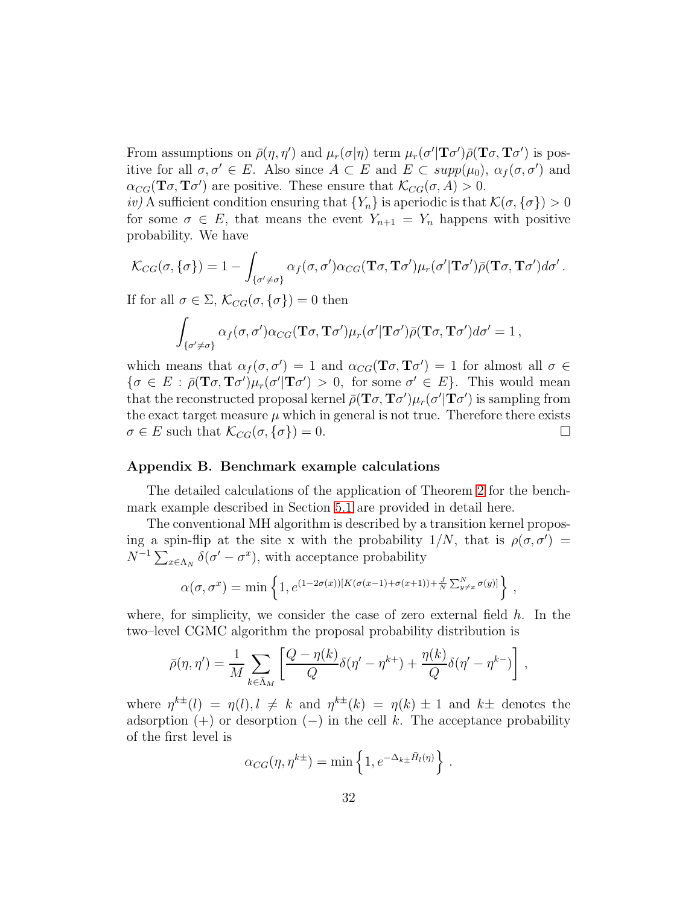From assumptions on $\bar{\rho}(\eta, \eta')$ and $\mu_r(\sigma|\eta)$ term $\mu_r(\sigma'|\mathbf{T}\sigma')\bar{\rho}(\mathbf{T}\sigma, \mathbf{T}\sigma')$ is positive for all $\sigma, \sigma' \in E$. Also since $A \subset E$ and $E \subset supp(\mu_0)$, $\alpha_f(\sigma, \sigma')$ and $\alpha_{CG}(\mathbf{T}\sigma, \mathbf{T}\sigma')$ are positive. These ensure that $\mathcal{K}_{CG}(\sigma, A) > 0$.

*iv)* A sufficient condition ensuring that $\{Y_n\}$ is aperiodic is that $\mathcal{K}(\sigma, \{\sigma\}) > 0$ for some $\sigma \in E$, that means the event $Y_{n+1} = Y_n$ happens with positive probability. We have

$$\mathcal{K}_{CG}(\sigma, \{\sigma\}) = 1 - \int_{\{\sigma' \neq \sigma\}} \alpha_f(\sigma, \sigma')\alpha_{CG}(\mathbf{T}\sigma, \mathbf{T}\sigma')\mu_r(\sigma'|\mathbf{T}\sigma')\bar{\rho}(\mathbf{T}\sigma, \mathbf{T}\sigma')d\sigma' .$$

If for all $\sigma \in \Sigma$, $\mathcal{K}_{CG}(\sigma, \{\sigma\}) = 0$ then

$$\int_{\{\sigma' \neq \sigma\}} \alpha_f(\sigma, \sigma')\alpha_{CG}(\mathbf{T}\sigma, \mathbf{T}\sigma')\mu_r(\sigma'|\mathbf{T}\sigma')\bar{\rho}(\mathbf{T}\sigma, \mathbf{T}\sigma')d\sigma' = 1 ,$$

which means that $\alpha_f(\sigma, \sigma') = 1$ and $\alpha_{CG}(\mathbf{T}\sigma, \mathbf{T}\sigma') = 1$ for almost all $\sigma \in \{\sigma \in E : \bar{\rho}(\mathbf{T}\sigma, \mathbf{T}\sigma')\mu_r(\sigma'|\mathbf{T}\sigma') > 0, \text{ for some } \sigma' \in E\}$. This would mean that the reconstructed proposal kernel $\bar{\rho}(\mathbf{T}\sigma, \mathbf{T}\sigma')\mu_r(\sigma'|\mathbf{T}\sigma')$ is sampling from the exact target measure $\mu$ which in general is not true. Therefore there exists $\sigma \in E$ such that $\mathcal{K}_{CG}(\sigma, \{\sigma\}) = 0$. □

## Appendix B. Benchmark example calculations

The detailed calculations of the application of Theorem 2 for the benchmark example described in Section 5.1 are provided in detail here.

The conventional MH algorithm is described by a transition kernel proposing a spin-flip at the site x with the probability $1/N$, that is $\rho(\sigma, \sigma') = N^{-1}\sum_{x\in\Lambda_N}\delta(\sigma' - \sigma^x)$, with acceptance probability

$$\alpha(\sigma, \sigma^x) = \min\left\{1, e^{(1-2\sigma(x))[K(\sigma(x-1)+\sigma(x+1))+\frac{J}{N}\sum_{y\neq x}^{N}\sigma(y)]}\right\} ,$$

where, for simplicity, we consider the case of zero external field $h$. In the two–level CGMC algorithm the proposal probability distribution is

$$\bar{\rho}(\eta, \eta') = \frac{1}{M}\sum_{k\in\bar{\Lambda}_M}\left[\frac{Q-\eta(k)}{Q}\delta(\eta' - \eta^{k+}) + \frac{\eta(k)}{Q}\delta(\eta' - \eta^{k-})\right] ,$$

where $\eta^{k\pm}(l) = \eta(l), l \neq k$ and $\eta^{k\pm}(k) = \eta(k) \pm 1$ and $k\pm$ denotes the adsorption $(+)$ or desorption $(-)$ in the cell $k$. The acceptance probability of the first level is

$$\alpha_{CG}(\eta, \eta^{k\pm}) = \min\left\{1, e^{-\Delta_{k\pm}\bar{H}_l(\eta)}\right\} .$$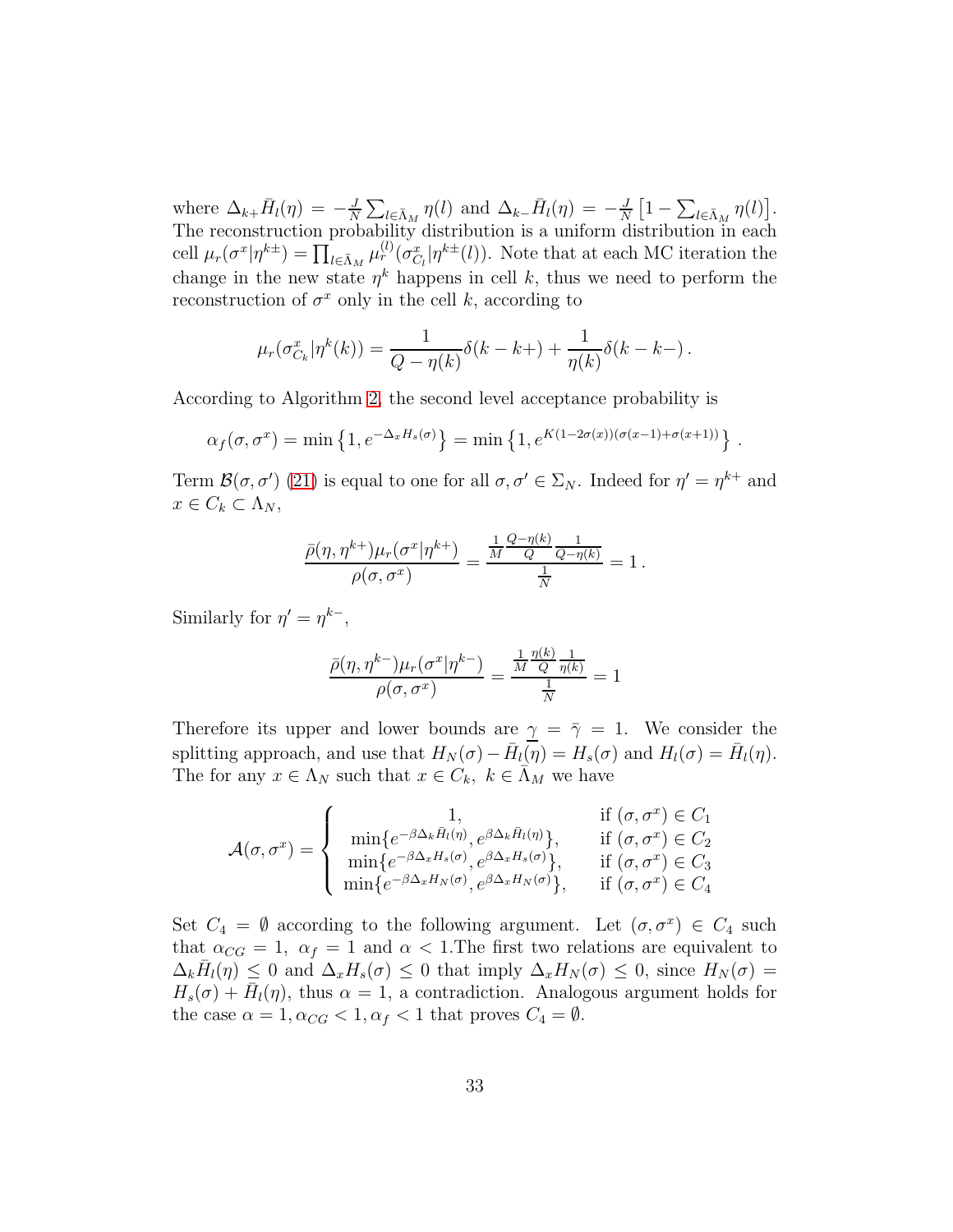where $\Delta_{k+}\bar{H}_l(\eta) = -\frac{J}{N}\sum_{l\in\bar{\Lambda}_M}\eta(l)$ and $\Delta_{k-}\bar{H}_l(\eta) = -\frac{J}{N}\left[1-\sum_{l\in\bar{\Lambda}_M}\eta(l)\right]$. The reconstruction probability distribution is a uniform distribution in each cell $\mu_r(\sigma^x|\eta^{k\pm}) = \prod_{l\in\bar{\Lambda}_M}\mu_r^{(l)}(\sigma^x_{C_l}|\eta^{k\pm}(l))$. Note that at each MC iteration the change in the new state $\eta^k$ happens in cell $k$, thus we need to perform the reconstruction of $\sigma^x$ only in the cell $k$, according to

$$\mu_r(\sigma^x_{C_k}|\eta^k(k)) = \frac{1}{Q-\eta(k)}\delta(k-k+) + \frac{1}{\eta(k)}\delta(k-k-)\,.$$

According to Algorithm 2, the second level acceptance probability is

$$\alpha_f(\sigma,\sigma^x) = \min\left\{1, e^{-\Delta_x H_s(\sigma)}\right\} = \min\left\{1, e^{K(1-2\sigma(x))(\sigma(x-1)+\sigma(x+1))}\right\}\,.$$

Term $\mathcal{B}(\sigma,\sigma')$ (21) is equal to one for all $\sigma,\sigma'\in\Sigma_N$. Indeed for $\eta'=\eta^{k+}$ and $x\in C_k\subset\Lambda_N$,

$$\frac{\bar{\rho}(\eta,\eta^{k+})\mu_r(\sigma^x|\eta^{k+})}{\rho(\sigma,\sigma^x)} = \frac{\frac{1}{M}\frac{Q-\eta(k)}{Q}\frac{1}{Q-\eta(k)}}{\frac{1}{N}} = 1\,.$$

Similarly for $\eta'=\eta^{k-}$,

$$\frac{\bar{\rho}(\eta,\eta^{k-})\mu_r(\sigma^x|\eta^{k-})}{\rho(\sigma,\sigma^x)} = \frac{\frac{1}{M}\frac{\eta(k)}{Q}\frac{1}{\eta(k)}}{\frac{1}{N}} = 1$$

Therefore its upper and lower bounds are $\underline{\gamma}=\bar{\gamma}=1$. We consider the splitting approach, and use that $H_N(\sigma)-\bar{H}_l(\eta)=H_s(\sigma)$ and $H_l(\sigma)=\bar{H}_l(\eta)$. The for any $x\in\Lambda_N$ such that $x\in C_k,\ k\in\bar{\Lambda}_M$ we have

$$\mathcal{A}(\sigma,\sigma^x) = \begin{cases} 1, & \text{if } (\sigma,\sigma^x)\in C_1\\ \min\{e^{-\beta\Delta_k\bar{H}_l(\eta)}, e^{\beta\Delta_k\bar{H}_l(\eta)}\}, & \text{if } (\sigma,\sigma^x)\in C_2\\ \min\{e^{-\beta\Delta_x H_s(\sigma)}, e^{\beta\Delta_x H_s(\sigma)}\}, & \text{if } (\sigma,\sigma^x)\in C_3\\ \min\{e^{-\beta\Delta_x H_N(\sigma)}, e^{\beta\Delta_x H_N(\sigma)}\}, & \text{if } (\sigma,\sigma^x)\in C_4 \end{cases}$$

Set $C_4=\emptyset$ according to the following argument. Let $(\sigma,\sigma^x)\in C_4$ such that $\alpha_{CG}=1,\ \alpha_f=1$ and $\alpha<1$.The first two relations are equivalent to $\Delta_k\bar{H}_l(\eta)\le 0$ and $\Delta_x H_s(\sigma)\le 0$ that imply $\Delta_x H_N(\sigma)\le 0$, since $H_N(\sigma)=H_s(\sigma)+\bar{H}_l(\eta)$, thus $\alpha=1$, a contradiction. Analogous argument holds for the case $\alpha=1,\alpha_{CG}<1,\alpha_f<1$ that proves $C_4=\emptyset$.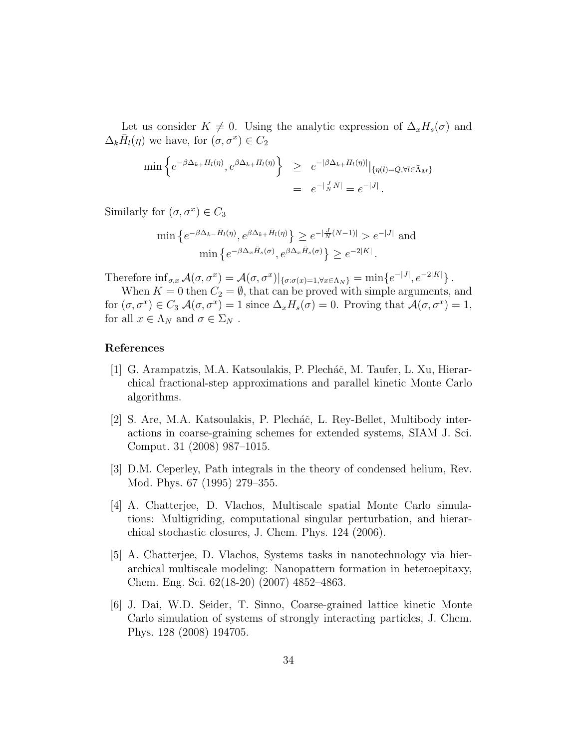Let us consider $K \neq 0$. Using the analytic expression of $\Delta_x H_s(\sigma)$ and $\Delta_k \bar{H}_l(\eta)$ we have, for $(\sigma, \sigma^x) \in C_2$

$$
\begin{aligned}
\min\left\{e^{-\beta\Delta_{k+}\bar{H}_l(\eta)}, e^{\beta\Delta_{k+}\bar{H}_l(\eta)}\right\} &\geq e^{-|\beta\Delta_{k+}\bar{H}_l(\eta)|}\big|_{\{\eta(l)=Q, \forall l \in \bar{\Lambda}_M\}} \\
&= e^{-|\frac{J}{N}N|} = e^{-|J|}.
\end{aligned}
$$

Similarly for $(\sigma, \sigma^x) \in C_3$

$$
\min\left\{e^{-\beta\Delta_{k-}\bar{H}_l(\eta)}, e^{\beta\Delta_{k+}\bar{H}_l(\eta)}\right\} \geq e^{-|\frac{J}{N}(N-1)|} > e^{-|J|} \text{ and}
$$

$$
\min\left\{e^{-\beta\Delta_x\bar{H}_s(\sigma)}, e^{\beta\Delta_x\bar{H}_s(\sigma)}\right\} \geq e^{-2|K|}.
$$

Therefore $\inf_{\sigma,x} \mathcal{A}(\sigma, \sigma^x) = \mathcal{A}(\sigma, \sigma^x)|_{\{\sigma:\sigma(x)=1, \forall x \in \Lambda_N\}} = \min\{e^{-|J|}, e^{-2|K|}\}$.

When $K = 0$ then $C_2 = \emptyset$, that can be proved with simple arguments, and for $(\sigma, \sigma^x) \in C_3$ $\mathcal{A}(\sigma, \sigma^x) = 1$ since $\Delta_x H_s(\sigma) = 0$. Proving that $\mathcal{A}(\sigma, \sigma^x) = 1$, for all $x \in \Lambda_N$ and $\sigma \in \Sigma_N$ .

## References

[1] G. Arampatzis, M.A. Katsoulakis, P. Plecháč, M. Taufer, L. Xu, Hierarchical fractional-step approximations and parallel kinetic Monte Carlo algorithms.

[2] S. Are, M.A. Katsoulakis, P. Plecháč, L. Rey-Bellet, Multibody interactions in coarse-graining schemes for extended systems, SIAM J. Sci. Comput. 31 (2008) 987–1015.

[3] D.M. Ceperley, Path integrals in the theory of condensed helium, Rev. Mod. Phys. 67 (1995) 279–355.

[4] A. Chatterjee, D. Vlachos, Multiscale spatial Monte Carlo simulations: Multigriding, computational singular perturbation, and hierarchical stochastic closures, J. Chem. Phys. 124 (2006).

[5] A. Chatterjee, D. Vlachos, Systems tasks in nanotechnology via hierarchical multiscale modeling: Nanopattern formation in heteroepitaxy, Chem. Eng. Sci. 62(18-20) (2007) 4852–4863.

[6] J. Dai, W.D. Seider, T. Sinno, Coarse-grained lattice kinetic Monte Carlo simulation of systems of strongly interacting particles, J. Chem. Phys. 128 (2008) 194705.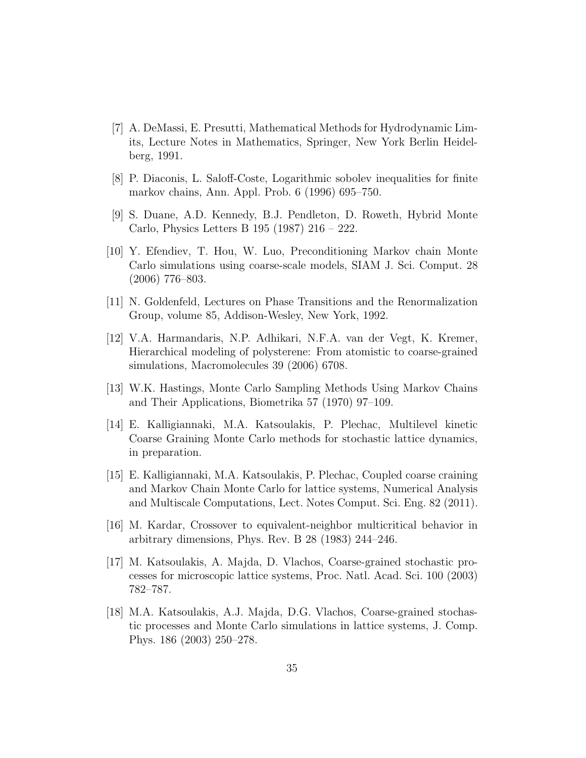[7] A. DeMassi, E. Presutti, Mathematical Methods for Hydrodynamic Limits, Lecture Notes in Mathematics, Springer, New York Berlin Heidelberg, 1991.

[8] P. Diaconis, L. Saloff-Coste, Logarithmic sobolev inequalities for finite markov chains, Ann. Appl. Prob. 6 (1996) 695–750.

[9] S. Duane, A.D. Kennedy, B.J. Pendleton, D. Roweth, Hybrid Monte Carlo, Physics Letters B 195 (1987) 216 – 222.

[10] Y. Efendiev, T. Hou, W. Luo, Preconditioning Markov chain Monte Carlo simulations using coarse-scale models, SIAM J. Sci. Comput. 28 (2006) 776–803.

[11] N. Goldenfeld, Lectures on Phase Transitions and the Renormalization Group, volume 85, Addison-Wesley, New York, 1992.

[12] V.A. Harmandaris, N.P. Adhikari, N.F.A. van der Vegt, K. Kremer, Hierarchical modeling of polysterene: From atomistic to coarse-grained simulations, Macromolecules 39 (2006) 6708.

[13] W.K. Hastings, Monte Carlo Sampling Methods Using Markov Chains and Their Applications, Biometrika 57 (1970) 97–109.

[14] E. Kalligiannaki, M.A. Katsoulakis, P. Plechac, Multilevel kinetic Coarse Graining Monte Carlo methods for stochastic lattice dynamics, in preparation.

[15] E. Kalligiannaki, M.A. Katsoulakis, P. Plechac, Coupled coarse craining and Markov Chain Monte Carlo for lattice systems, Numerical Analysis and Multiscale Computations, Lect. Notes Comput. Sci. Eng. 82 (2011).

[16] M. Kardar, Crossover to equivalent-neighbor multicritical behavior in arbitrary dimensions, Phys. Rev. B 28 (1983) 244–246.

[17] M. Katsoulakis, A. Majda, D. Vlachos, Coarse-grained stochastic processes for microscopic lattice systems, Proc. Natl. Acad. Sci. 100 (2003) 782–787.

[18] M.A. Katsoulakis, A.J. Majda, D.G. Vlachos, Coarse-grained stochastic processes and Monte Carlo simulations in lattice systems, J. Comp. Phys. 186 (2003) 250–278.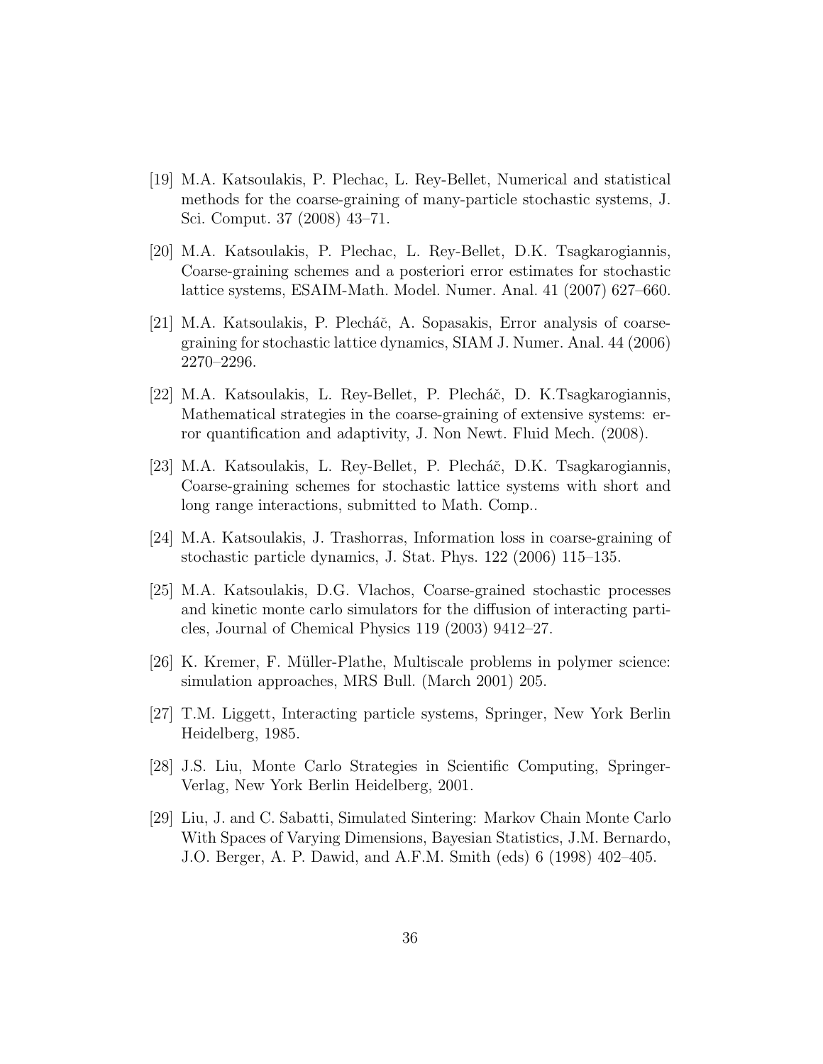[19] M.A. Katsoulakis, P. Plechac, L. Rey-Bellet, Numerical and statistical methods for the coarse-graining of many-particle stochastic systems, J. Sci. Comput. 37 (2008) 43–71.

[20] M.A. Katsoulakis, P. Plechac, L. Rey-Bellet, D.K. Tsagkarogiannis, Coarse-graining schemes and a posteriori error estimates for stochastic lattice systems, ESAIM-Math. Model. Numer. Anal. 41 (2007) 627–660.

[21] M.A. Katsoulakis, P. Plecháč, A. Sopasakis, Error analysis of coarse-graining for stochastic lattice dynamics, SIAM J. Numer. Anal. 44 (2006) 2270–2296.

[22] M.A. Katsoulakis, L. Rey-Bellet, P. Plecháč, D. K.Tsagkarogiannis, Mathematical strategies in the coarse-graining of extensive systems: error quantification and adaptivity, J. Non Newt. Fluid Mech. (2008).

[23] M.A. Katsoulakis, L. Rey-Bellet, P. Plecháč, D.K. Tsagkarogiannis, Coarse-graining schemes for stochastic lattice systems with short and long range interactions, submitted to Math. Comp..

[24] M.A. Katsoulakis, J. Trashorras, Information loss in coarse-graining of stochastic particle dynamics, J. Stat. Phys. 122 (2006) 115–135.

[25] M.A. Katsoulakis, D.G. Vlachos, Coarse-grained stochastic processes and kinetic monte carlo simulators for the diffusion of interacting particles, Journal of Chemical Physics 119 (2003) 9412–27.

[26] K. Kremer, F. Müller-Plathe, Multiscale problems in polymer science: simulation approaches, MRS Bull. (March 2001) 205.

[27] T.M. Liggett, Interacting particle systems, Springer, New York Berlin Heidelberg, 1985.

[28] J.S. Liu, Monte Carlo Strategies in Scientific Computing, Springer-Verlag, New York Berlin Heidelberg, 2001.

[29] Liu, J. and C. Sabatti, Simulated Sintering: Markov Chain Monte Carlo With Spaces of Varying Dimensions, Bayesian Statistics, J.M. Bernardo, J.O. Berger, A. P. Dawid, and A.F.M. Smith (eds) 6 (1998) 402–405.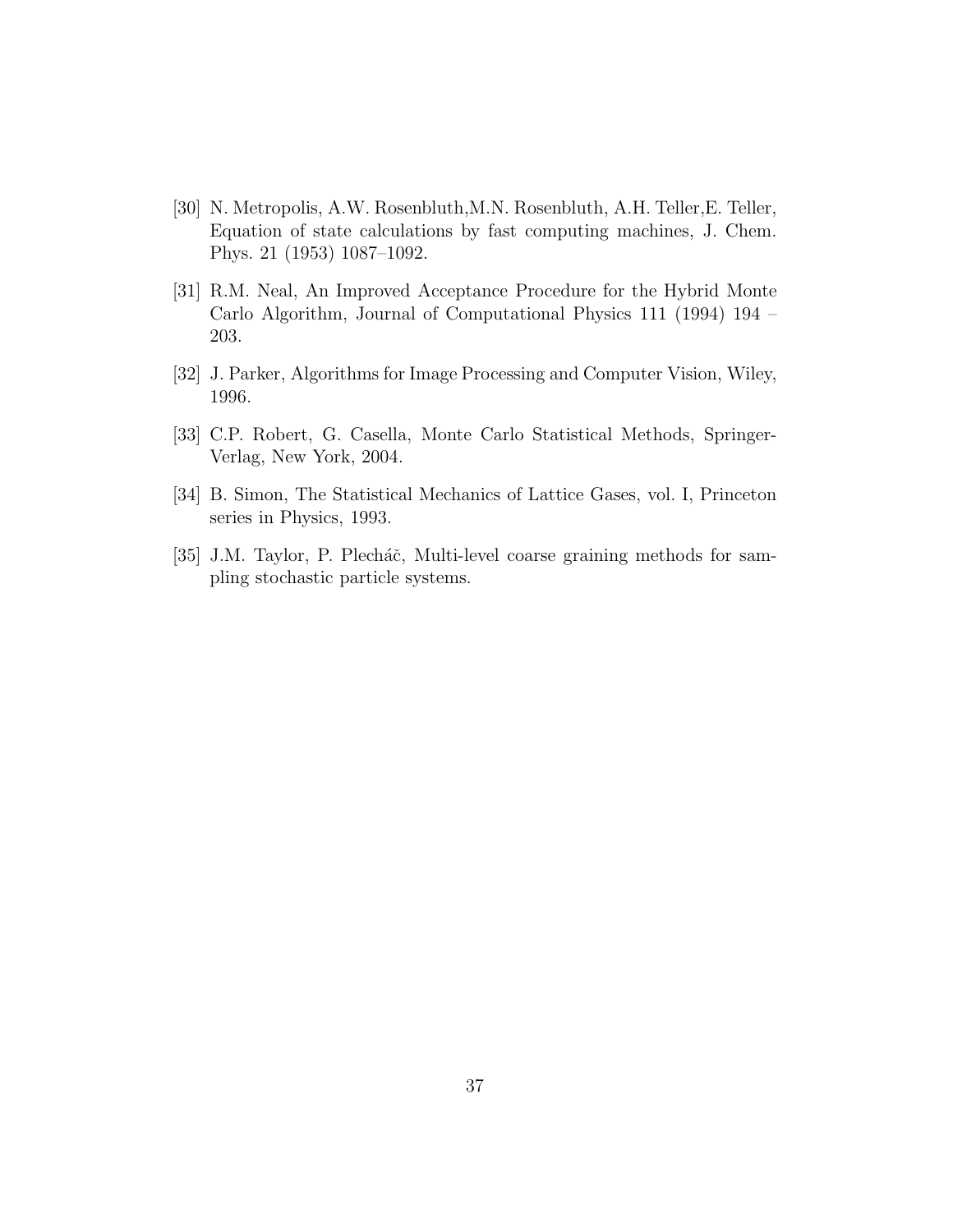[30] N. Metropolis, A.W. Rosenbluth,M.N. Rosenbluth, A.H. Teller,E. Teller, Equation of state calculations by fast computing machines, J. Chem. Phys. 21 (1953) 1087–1092.

[31] R.M. Neal, An Improved Acceptance Procedure for the Hybrid Monte Carlo Algorithm, Journal of Computational Physics 111 (1994) 194 – 203.

[32] J. Parker, Algorithms for Image Processing and Computer Vision, Wiley, 1996.

[33] C.P. Robert, G. Casella, Monte Carlo Statistical Methods, Springer-Verlag, New York, 2004.

[34] B. Simon, The Statistical Mechanics of Lattice Gases, vol. I, Princeton series in Physics, 1993.

[35] J.M. Taylor, P. Plecháč, Multi-level coarse graining methods for sampling stochastic particle systems.